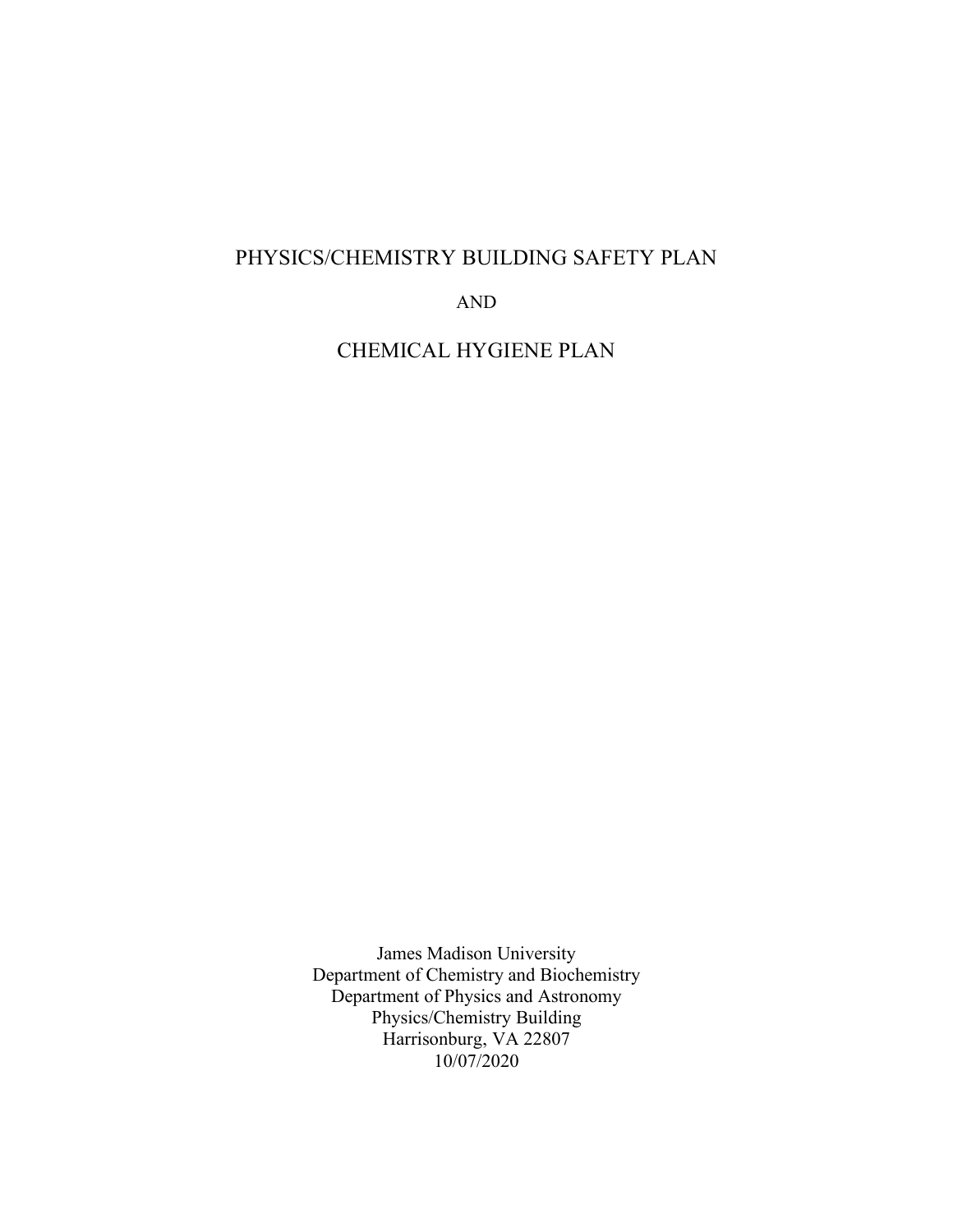# PHYSICS/CHEMISTRY BUILDING SAFETY PLAN

AND

# CHEMICAL HYGIENE PLAN

James Madison University
Department of Chemistry and Biochemistry
Department of Physics and Astronomy
Physics/Chemistry Building
Harrisonburg, VA 22807
10/07/2020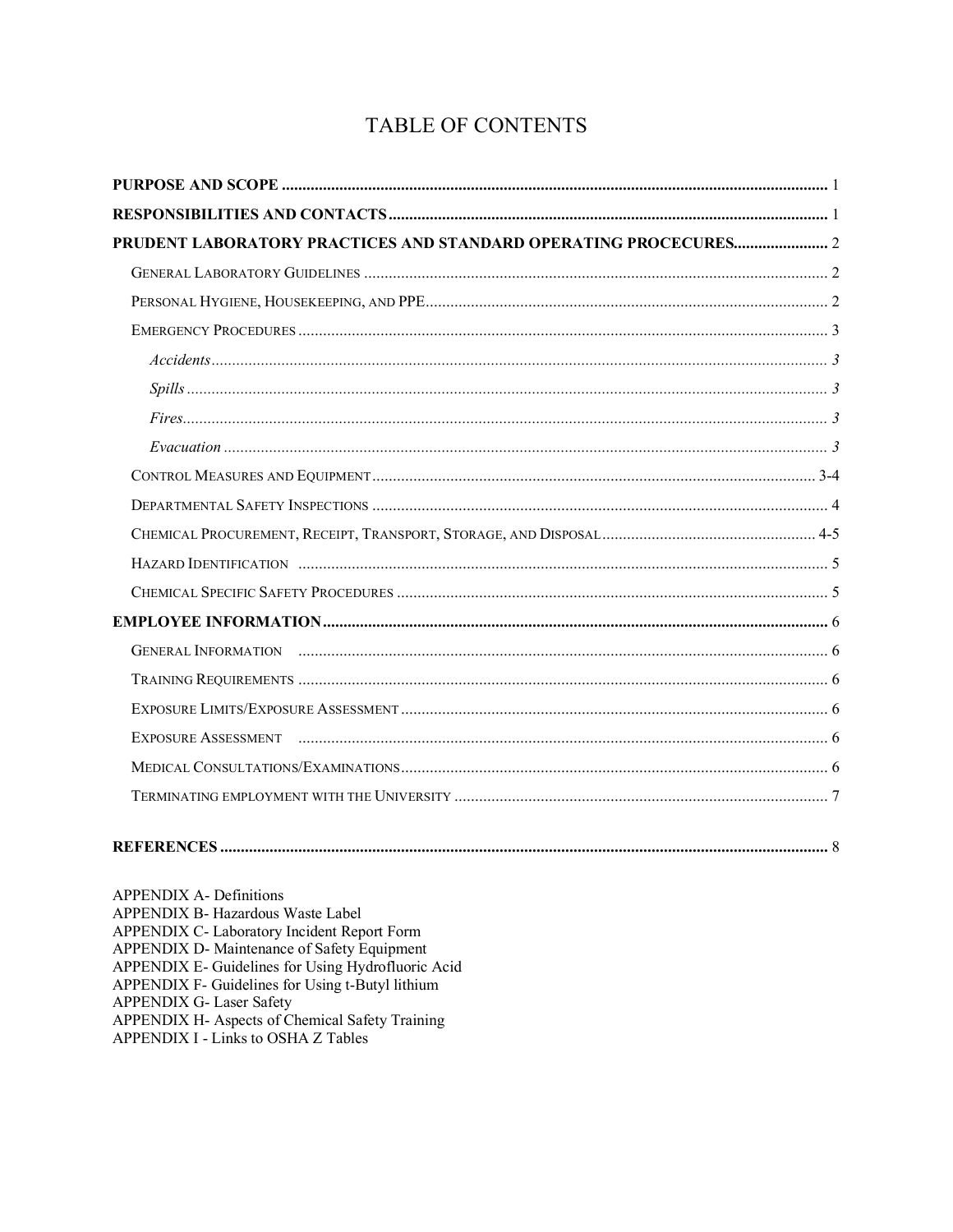# TABLE OF CONTENTS

**PURPOSE AND SCOPE** ..................................................................................................................... 1

**RESPONSIBILITIES AND CONTACTS** ............................................................................................ 1

**PRUDENT LABORATORY PRACTICES AND STANDARD OPERATING PROCECURES** ....................... 2

- General Laboratory Guidelines ..................................................................................... 2
- Personal Hygiene, Housekeeping, and PPE ..................................................................... 2
- Emergency Procedures .................................................................................................. 3
  - *Accidents* ................................................................................................................ *3*
  - *Spills* ....................................................................................................................... *3*
  - *Fires* ........................................................................................................................ *3*
  - *Evacuation* .............................................................................................................. *3*
- Control Measures and Equipment ................................................................................... 3-4
- Departmental Safety Inspections .................................................................................... 4
- Chemical Procurement, Receipt, Transport, Storage, and Disposal ..................................... 4-5
- Hazard Identification ..................................................................................................... 5
- Chemical Specific Safety Procedures ............................................................................... 5

**EMPLOYEE INFORMATION** ........................................................................................................... 6

- General Information ....................................................................................................... 6
- Training Requirements ................................................................................................... 6
- Exposure Limits/Exposure Assessment ............................................................................. 6
- Exposure Assessment ..................................................................................................... 6
- Medical Consultations/Examinations ................................................................................ 6
- Terminating employment with the University .................................................................. 7

**REFERENCES** ............................................................................................................................... 8

APPENDIX A- Definitions
APPENDIX B- Hazardous Waste Label
APPENDIX C- Laboratory Incident Report Form
APPENDIX D- Maintenance of Safety Equipment
APPENDIX E- Guidelines for Using Hydrofluoric Acid
APPENDIX F- Guidelines for Using t-Butyl lithium
APPENDIX G- Laser Safety
APPENDIX H- Aspects of Chemical Safety Training
APPENDIX I - Links to OSHA Z Tables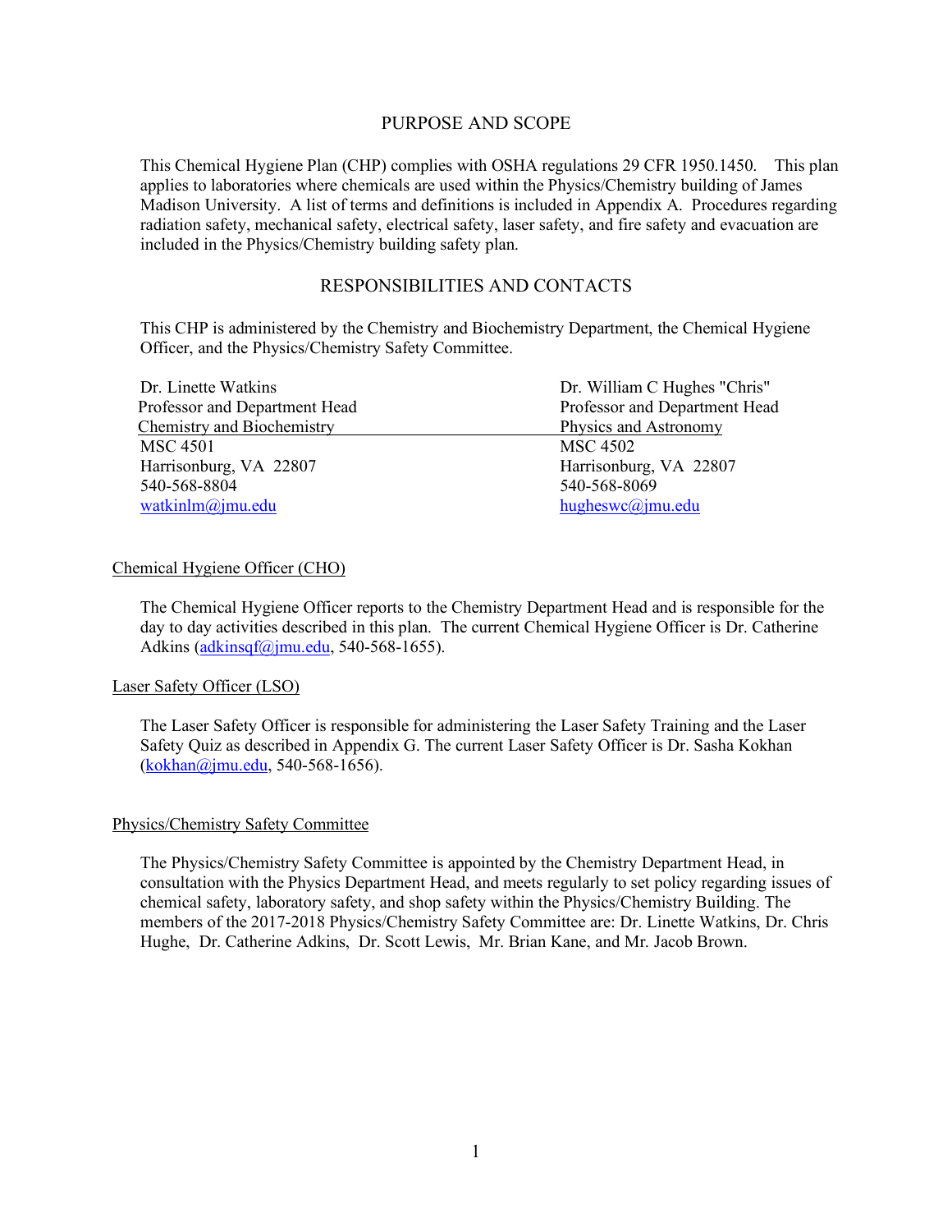## PURPOSE AND SCOPE

This Chemical Hygiene Plan (CHP) complies with OSHA regulations 29 CFR 1950.1450. This plan applies to laboratories where chemicals are used within the Physics/Chemistry building of James Madison University. A list of terms and definitions is included in Appendix A. Procedures regarding radiation safety, mechanical safety, electrical safety, laser safety, and fire safety and evacuation are included in the Physics/Chemistry building safety plan.

## RESPONSIBILITIES AND CONTACTS

This CHP is administered by the Chemistry and Biochemistry Department, the Chemical Hygiene Officer, and the Physics/Chemistry Safety Committee.

Dr. Linette Watkins
Professor and Department Head
Chemistry and Biochemistry
MSC 4501
Harrisonburg, VA 22807
540-568-8804
watkinlm@jmu.edu

Dr. William C Hughes "Chris"
Professor and Department Head
Physics and Astronomy
MSC 4502
Harrisonburg, VA 22807
540-568-8069
hugheswc@jmu.edu

### Chemical Hygiene Officer (CHO)

The Chemical Hygiene Officer reports to the Chemistry Department Head and is responsible for the day to day activities described in this plan. The current Chemical Hygiene Officer is Dr. Catherine Adkins (adkinsqf@jmu.edu, 540-568-1655).

### Laser Safety Officer (LSO)

The Laser Safety Officer is responsible for administering the Laser Safety Training and the Laser Safety Quiz as described in Appendix G. The current Laser Safety Officer is Dr. Sasha Kokhan (kokhan@jmu.edu, 540-568-1656).

### Physics/Chemistry Safety Committee

The Physics/Chemistry Safety Committee is appointed by the Chemistry Department Head, in consultation with the Physics Department Head, and meets regularly to set policy regarding issues of chemical safety, laboratory safety, and shop safety within the Physics/Chemistry Building. The members of the 2017-2018 Physics/Chemistry Safety Committee are: Dr. Linette Watkins, Dr. Chris Hughe, Dr. Catherine Adkins, Dr. Scott Lewis, Mr. Brian Kane, and Mr. Jacob Brown.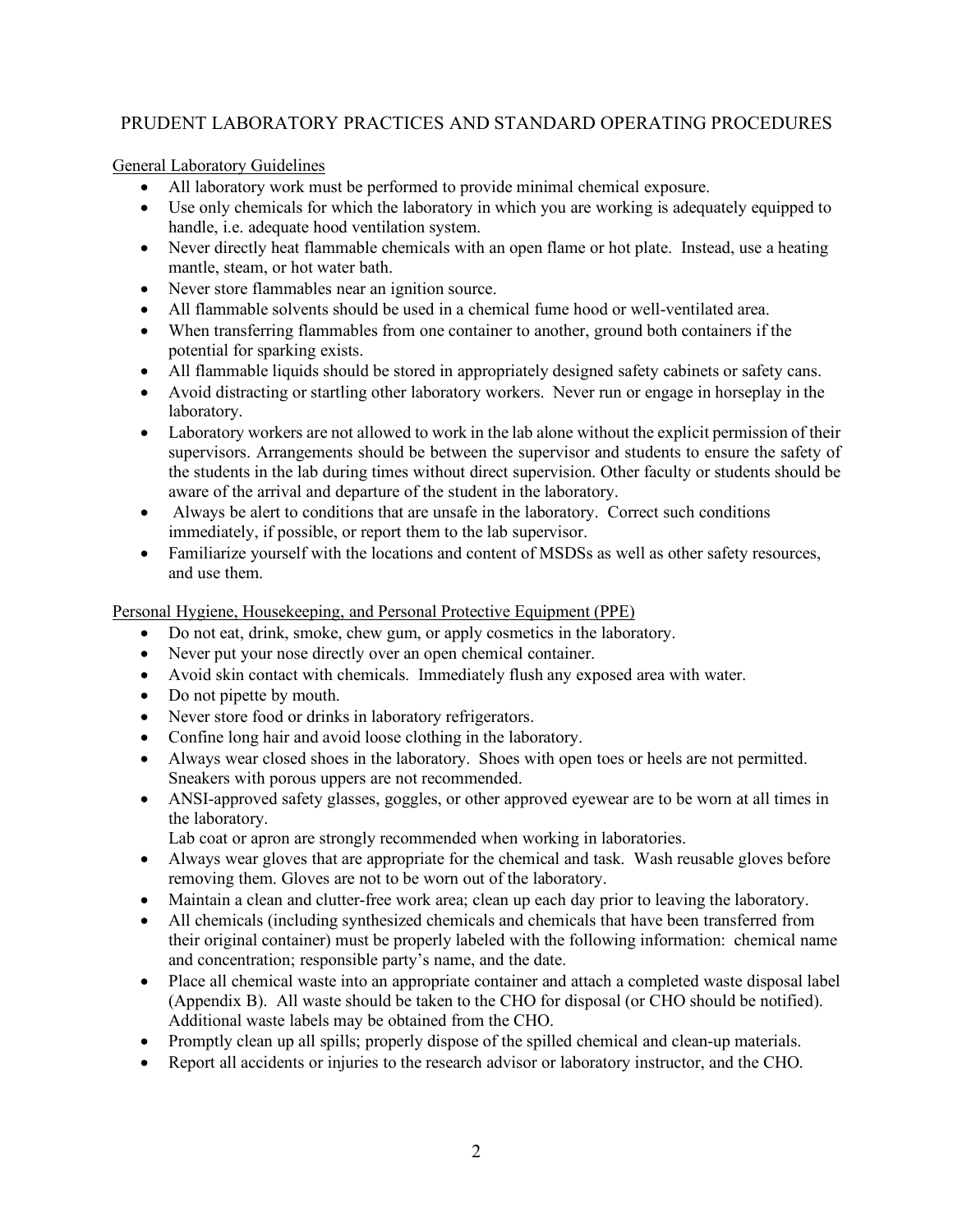# PRUDENT LABORATORY PRACTICES AND STANDARD OPERATING PROCEDURES

## General Laboratory Guidelines

- All laboratory work must be performed to provide minimal chemical exposure.
- Use only chemicals for which the laboratory in which you are working is adequately equipped to handle, i.e. adequate hood ventilation system.
- Never directly heat flammable chemicals with an open flame or hot plate. Instead, use a heating mantle, steam, or hot water bath.
- Never store flammables near an ignition source.
- All flammable solvents should be used in a chemical fume hood or well-ventilated area.
- When transferring flammables from one container to another, ground both containers if the potential for sparking exists.
- All flammable liquids should be stored in appropriately designed safety cabinets or safety cans.
- Avoid distracting or startling other laboratory workers. Never run or engage in horseplay in the laboratory.
- Laboratory workers are not allowed to work in the lab alone without the explicit permission of their supervisors. Arrangements should be between the supervisor and students to ensure the safety of the students in the lab during times without direct supervision. Other faculty or students should be aware of the arrival and departure of the student in the laboratory.
- Always be alert to conditions that are unsafe in the laboratory. Correct such conditions immediately, if possible, or report them to the lab supervisor.
- Familiarize yourself with the locations and content of MSDSs as well as other safety resources, and use them.

## Personal Hygiene, Housekeeping, and Personal Protective Equipment (PPE)

- Do not eat, drink, smoke, chew gum, or apply cosmetics in the laboratory.
- Never put your nose directly over an open chemical container.
- Avoid skin contact with chemicals. Immediately flush any exposed area with water.
- Do not pipette by mouth.
- Never store food or drinks in laboratory refrigerators.
- Confine long hair and avoid loose clothing in the laboratory.
- Always wear closed shoes in the laboratory. Shoes with open toes or heels are not permitted. Sneakers with porous uppers are not recommended.
- ANSI-approved safety glasses, goggles, or other approved eyewear are to be worn at all times in the laboratory.
  Lab coat or apron are strongly recommended when working in laboratories.
- Always wear gloves that are appropriate for the chemical and task. Wash reusable gloves before removing them. Gloves are not to be worn out of the laboratory.
- Maintain a clean and clutter-free work area; clean up each day prior to leaving the laboratory.
- All chemicals (including synthesized chemicals and chemicals that have been transferred from their original container) must be properly labeled with the following information: chemical name and concentration; responsible party's name, and the date.
- Place all chemical waste into an appropriate container and attach a completed waste disposal label (Appendix B). All waste should be taken to the CHO for disposal (or CHO should be notified). Additional waste labels may be obtained from the CHO.
- Promptly clean up all spills; properly dispose of the spilled chemical and clean-up materials.
- Report all accidents or injuries to the research advisor or laboratory instructor, and the CHO.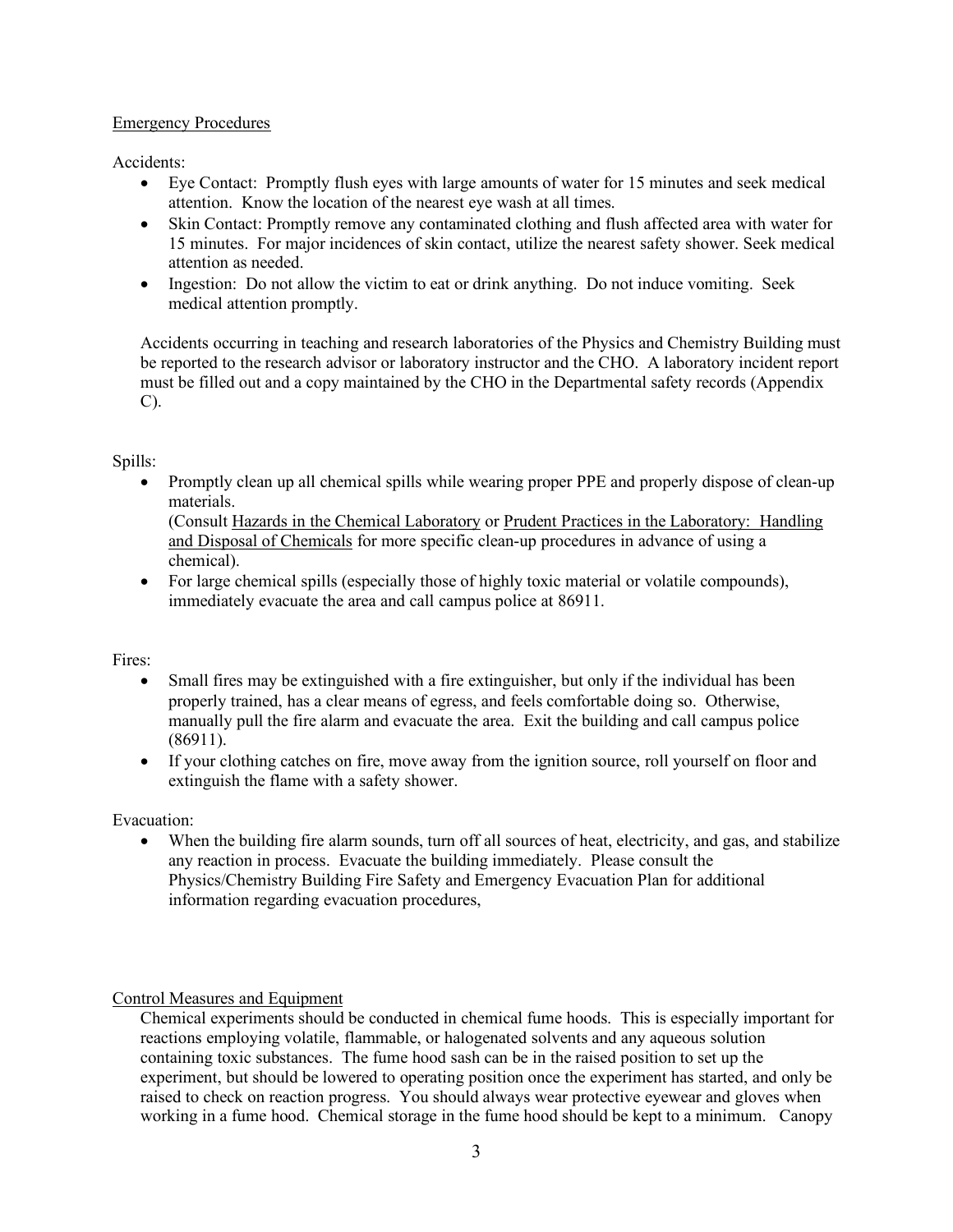## Emergency Procedures

Accidents:

- Eye Contact: Promptly flush eyes with large amounts of water for 15 minutes and seek medical attention. Know the location of the nearest eye wash at all times.
- Skin Contact: Promptly remove any contaminated clothing and flush affected area with water for 15 minutes. For major incidences of skin contact, utilize the nearest safety shower. Seek medical attention as needed.
- Ingestion: Do not allow the victim to eat or drink anything. Do not induce vomiting. Seek medical attention promptly.

Accidents occurring in teaching and research laboratories of the Physics and Chemistry Building must be reported to the research advisor or laboratory instructor and the CHO. A laboratory incident report must be filled out and a copy maintained by the CHO in the Departmental safety records (Appendix C).

Spills:

- Promptly clean up all chemical spills while wearing proper PPE and properly dispose of clean-up materials.
  (Consult Hazards in the Chemical Laboratory or Prudent Practices in the Laboratory: Handling and Disposal of Chemicals for more specific clean-up procedures in advance of using a chemical).
- For large chemical spills (especially those of highly toxic material or volatile compounds), immediately evacuate the area and call campus police at 86911.

Fires:

- Small fires may be extinguished with a fire extinguisher, but only if the individual has been properly trained, has a clear means of egress, and feels comfortable doing so. Otherwise, manually pull the fire alarm and evacuate the area. Exit the building and call campus police (86911).
- If your clothing catches on fire, move away from the ignition source, roll yourself on floor and extinguish the flame with a safety shower.

Evacuation:

- When the building fire alarm sounds, turn off all sources of heat, electricity, and gas, and stabilize any reaction in process. Evacuate the building immediately. Please consult the Physics/Chemistry Building Fire Safety and Emergency Evacuation Plan for additional information regarding evacuation procedures,

## Control Measures and Equipment

Chemical experiments should be conducted in chemical fume hoods. This is especially important for reactions employing volatile, flammable, or halogenated solvents and any aqueous solution containing toxic substances. The fume hood sash can be in the raised position to set up the experiment, but should be lowered to operating position once the experiment has started, and only be raised to check on reaction progress. You should always wear protective eyewear and gloves when working in a fume hood. Chemical storage in the fume hood should be kept to a minimum. Canopy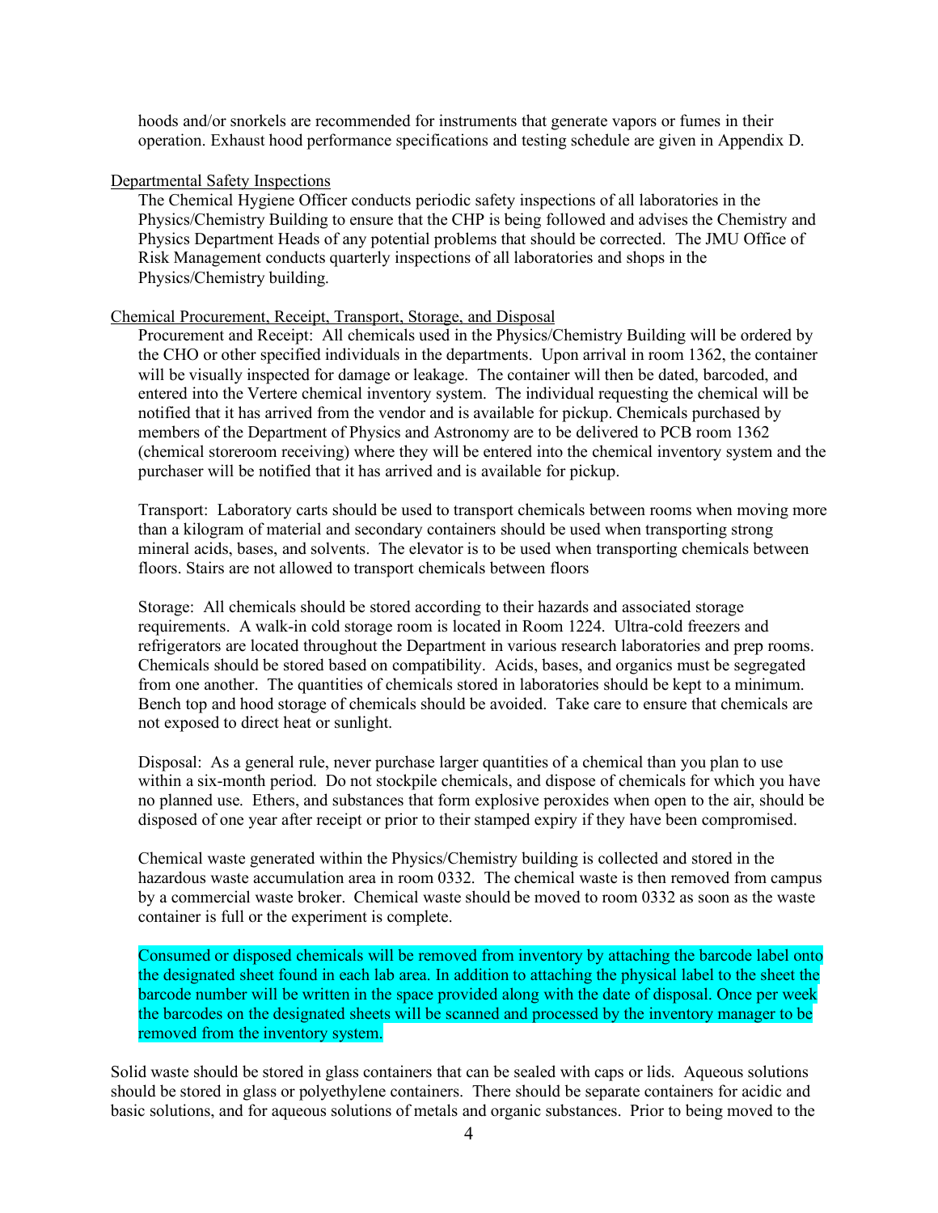hoods and/or snorkels are recommended for instruments that generate vapors or fumes in their operation. Exhaust hood performance specifications and testing schedule are given in Appendix D.

Departmental Safety Inspections

The Chemical Hygiene Officer conducts periodic safety inspections of all laboratories in the Physics/Chemistry Building to ensure that the CHP is being followed and advises the Chemistry and Physics Department Heads of any potential problems that should be corrected. The JMU Office of Risk Management conducts quarterly inspections of all laboratories and shops in the Physics/Chemistry building.

Chemical Procurement, Receipt, Transport, Storage, and Disposal

Procurement and Receipt: All chemicals used in the Physics/Chemistry Building will be ordered by the CHO or other specified individuals in the departments. Upon arrival in room 1362, the container will be visually inspected for damage or leakage. The container will then be dated, barcoded, and entered into the Vertere chemical inventory system. The individual requesting the chemical will be notified that it has arrived from the vendor and is available for pickup. Chemicals purchased by members of the Department of Physics and Astronomy are to be delivered to PCB room 1362 (chemical storeroom receiving) where they will be entered into the chemical inventory system and the purchaser will be notified that it has arrived and is available for pickup.

Transport: Laboratory carts should be used to transport chemicals between rooms when moving more than a kilogram of material and secondary containers should be used when transporting strong mineral acids, bases, and solvents. The elevator is to be used when transporting chemicals between floors. Stairs are not allowed to transport chemicals between floors

Storage: All chemicals should be stored according to their hazards and associated storage requirements. A walk-in cold storage room is located in Room 1224. Ultra-cold freezers and refrigerators are located throughout the Department in various research laboratories and prep rooms. Chemicals should be stored based on compatibility. Acids, bases, and organics must be segregated from one another. The quantities of chemicals stored in laboratories should be kept to a minimum. Bench top and hood storage of chemicals should be avoided. Take care to ensure that chemicals are not exposed to direct heat or sunlight.

Disposal: As a general rule, never purchase larger quantities of a chemical than you plan to use within a six-month period. Do not stockpile chemicals, and dispose of chemicals for which you have no planned use. Ethers, and substances that form explosive peroxides when open to the air, should be disposed of one year after receipt or prior to their stamped expiry if they have been compromised.

Chemical waste generated within the Physics/Chemistry building is collected and stored in the hazardous waste accumulation area in room 0332. The chemical waste is then removed from campus by a commercial waste broker. Chemical waste should be moved to room 0332 as soon as the waste container is full or the experiment is complete.

Consumed or disposed chemicals will be removed from inventory by attaching the barcode label onto the designated sheet found in each lab area. In addition to attaching the physical label to the sheet the barcode number will be written in the space provided along with the date of disposal. Once per week the barcodes on the designated sheets will be scanned and processed by the inventory manager to be removed from the inventory system.

Solid waste should be stored in glass containers that can be sealed with caps or lids. Aqueous solutions should be stored in glass or polyethylene containers. There should be separate containers for acidic and basic solutions, and for aqueous solutions of metals and organic substances. Prior to being moved to the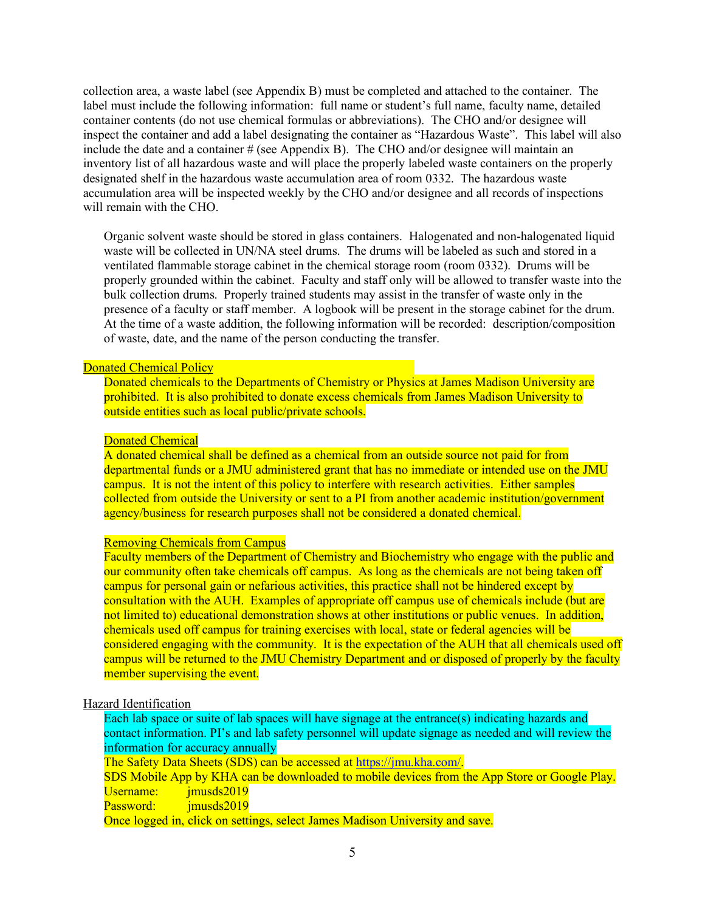collection area, a waste label (see Appendix B) must be completed and attached to the container. The label must include the following information: full name or student's full name, faculty name, detailed container contents (do not use chemical formulas or abbreviations). The CHO and/or designee will inspect the container and add a label designating the container as "Hazardous Waste". This label will also include the date and a container # (see Appendix B). The CHO and/or designee will maintain an inventory list of all hazardous waste and will place the properly labeled waste containers on the properly designated shelf in the hazardous waste accumulation area of room 0332. The hazardous waste accumulation area will be inspected weekly by the CHO and/or designee and all records of inspections will remain with the CHO.

Organic solvent waste should be stored in glass containers. Halogenated and non-halogenated liquid waste will be collected in UN/NA steel drums. The drums will be labeled as such and stored in a ventilated flammable storage cabinet in the chemical storage room (room 0332). Drums will be properly grounded within the cabinet. Faculty and staff only will be allowed to transfer waste into the bulk collection drums. Properly trained students may assist in the transfer of waste only in the presence of a faculty or staff member. A logbook will be present in the storage cabinet for the drum. At the time of a waste addition, the following information will be recorded: description/composition of waste, date, and the name of the person conducting the transfer.

## Donated Chemical Policy

Donated chemicals to the Departments of Chemistry or Physics at James Madison University are prohibited. It is also prohibited to donate excess chemicals from James Madison University to outside entities such as local public/private schools.

### Donated Chemical

A donated chemical shall be defined as a chemical from an outside source not paid for from departmental funds or a JMU administered grant that has no immediate or intended use on the JMU campus. It is not the intent of this policy to interfere with research activities. Either samples collected from outside the University or sent to a PI from another academic institution/government agency/business for research purposes shall not be considered a donated chemical.

### Removing Chemicals from Campus

Faculty members of the Department of Chemistry and Biochemistry who engage with the public and our community often take chemicals off campus. As long as the chemicals are not being taken off campus for personal gain or nefarious activities, this practice shall not be hindered except by consultation with the AUH. Examples of appropriate off campus use of chemicals include (but are not limited to) educational demonstration shows at other institutions or public venues. In addition, chemicals used off campus for training exercises with local, state or federal agencies will be considered engaging with the community. It is the expectation of the AUH that all chemicals used off campus will be returned to the JMU Chemistry Department and or disposed of properly by the faculty member supervising the event.

## Hazard Identification

Each lab space or suite of lab spaces will have signage at the entrance(s) indicating hazards and contact information. PI's and lab safety personnel will update signage as needed and will review the information for accuracy annually

The Safety Data Sheets (SDS) can be accessed at https://jmu.kha.com/.

SDS Mobile App by KHA can be downloaded to mobile devices from the App Store or Google Play.

Username: jmusds2019

Password: jmusds2019

Once logged in, click on settings, select James Madison University and save.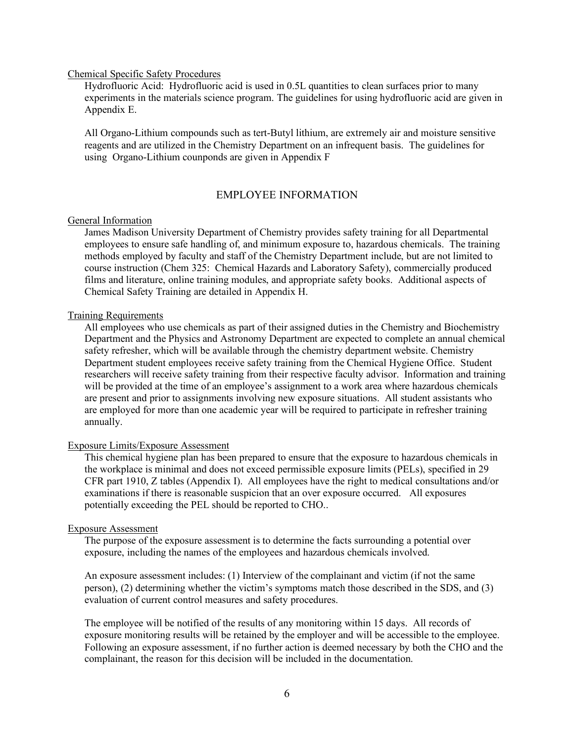Chemical Specific Safety Procedures

Hydrofluoric Acid: Hydrofluoric acid is used in 0.5L quantities to clean surfaces prior to many experiments in the materials science program. The guidelines for using hydrofluoric acid are given in Appendix E.

All Organo-Lithium compounds such as tert-Butyl lithium, are extremely air and moisture sensitive reagents and are utilized in the Chemistry Department on an infrequent basis. The guidelines for using Organo-Lithium counponds are given in Appendix F

## EMPLOYEE INFORMATION

General Information

James Madison University Department of Chemistry provides safety training for all Departmental employees to ensure safe handling of, and minimum exposure to, hazardous chemicals. The training methods employed by faculty and staff of the Chemistry Department include, but are not limited to course instruction (Chem 325: Chemical Hazards and Laboratory Safety), commercially produced films and literature, online training modules, and appropriate safety books. Additional aspects of Chemical Safety Training are detailed in Appendix H.

Training Requirements

All employees who use chemicals as part of their assigned duties in the Chemistry and Biochemistry Department and the Physics and Astronomy Department are expected to complete an annual chemical safety refresher, which will be available through the chemistry department website. Chemistry Department student employees receive safety training from the Chemical Hygiene Office. Student researchers will receive safety training from their respective faculty advisor. Information and training will be provided at the time of an employee's assignment to a work area where hazardous chemicals are present and prior to assignments involving new exposure situations. All student assistants who are employed for more than one academic year will be required to participate in refresher training annually.

Exposure Limits/Exposure Assessment

This chemical hygiene plan has been prepared to ensure that the exposure to hazardous chemicals in the workplace is minimal and does not exceed permissible exposure limits (PELs), specified in 29 CFR part 1910, Z tables (Appendix I). All employees have the right to medical consultations and/or examinations if there is reasonable suspicion that an over exposure occurred. All exposures potentially exceeding the PEL should be reported to CHO..

Exposure Assessment

The purpose of the exposure assessment is to determine the facts surrounding a potential over exposure, including the names of the employees and hazardous chemicals involved.

An exposure assessment includes: (1) Interview of the complainant and victim (if not the same person), (2) determining whether the victim's symptoms match those described in the SDS, and (3) evaluation of current control measures and safety procedures.

The employee will be notified of the results of any monitoring within 15 days. All records of exposure monitoring results will be retained by the employer and will be accessible to the employee. Following an exposure assessment, if no further action is deemed necessary by both the CHO and the complainant, the reason for this decision will be included in the documentation.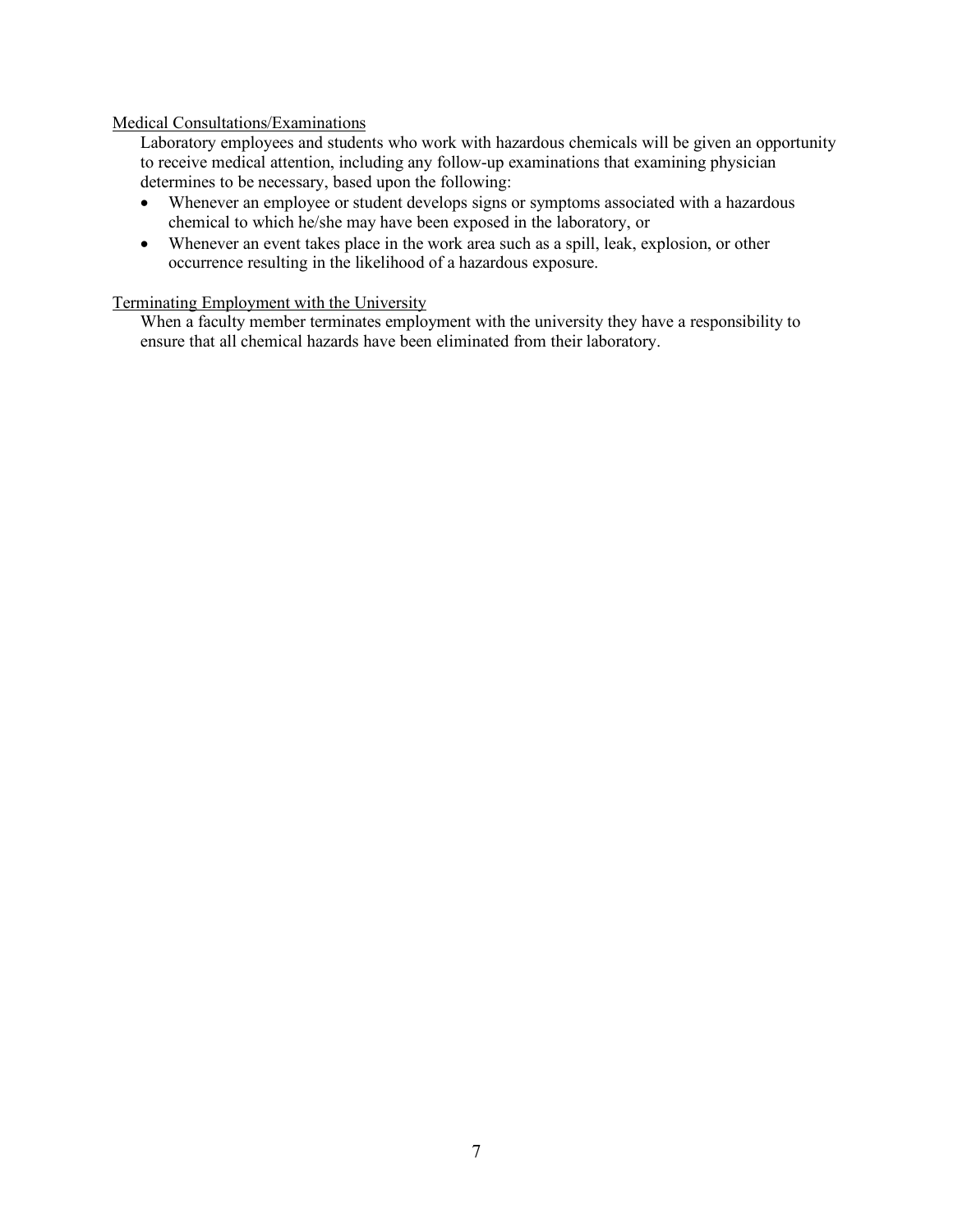<u>Medical Consultations/Examinations</u>

Laboratory employees and students who work with hazardous chemicals will be given an opportunity to receive medical attention, including any follow-up examinations that examining physician determines to be necessary, based upon the following:

- Whenever an employee or student develops signs or symptoms associated with a hazardous chemical to which he/she may have been exposed in the laboratory, or
- Whenever an event takes place in the work area such as a spill, leak, explosion, or other occurrence resulting in the likelihood of a hazardous exposure.

<u>Terminating Employment with the University</u>

When a faculty member terminates employment with the university they have a responsibility to ensure that all chemical hazards have been eliminated from their laboratory.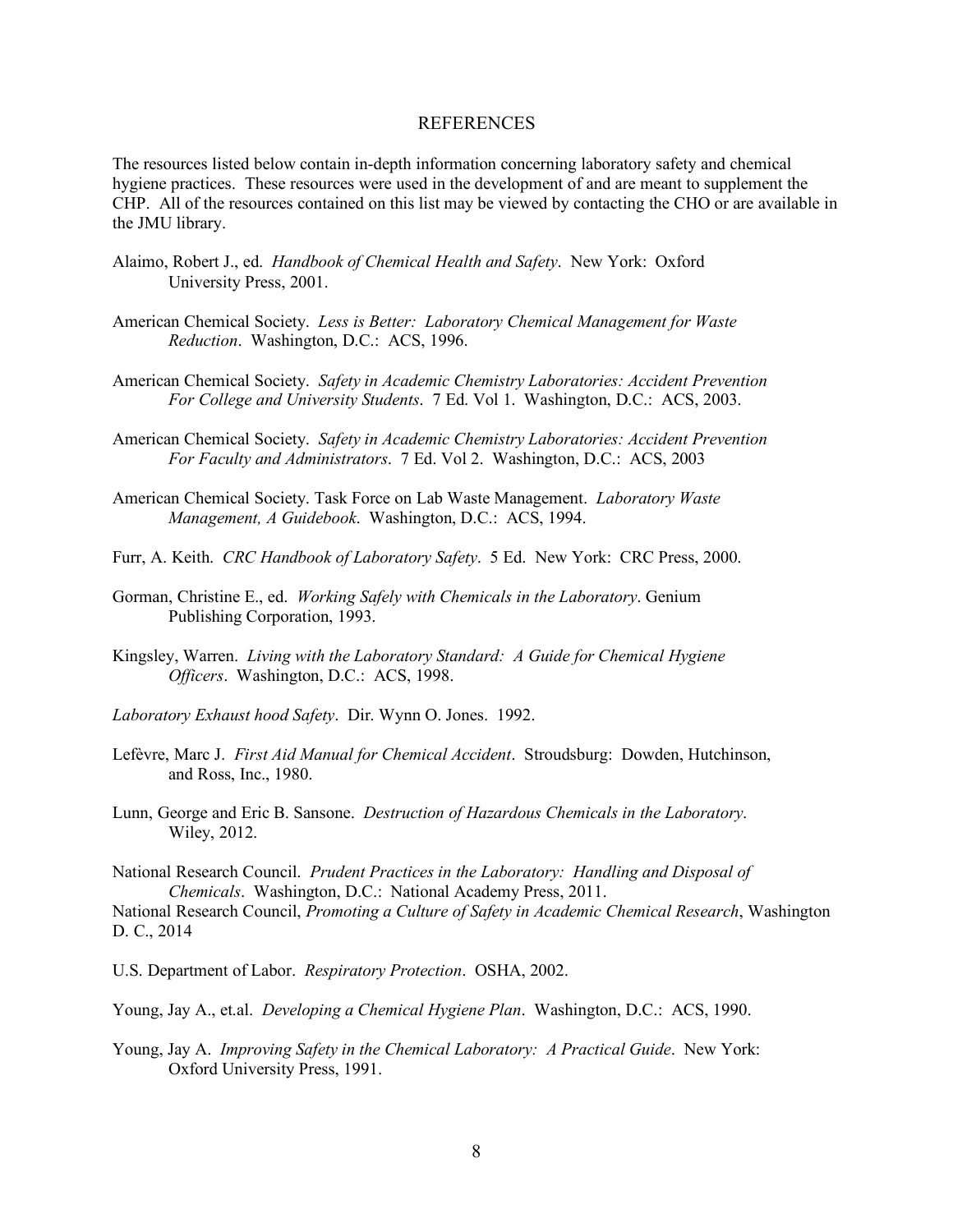# REFERENCES

The resources listed below contain in-depth information concerning laboratory safety and chemical hygiene practices. These resources were used in the development of and are meant to supplement the CHP. All of the resources contained on this list may be viewed by contacting the CHO or are available in the JMU library.

Alaimo, Robert J., ed. *Handbook of Chemical Health and Safety*. New York: Oxford University Press, 2001.

American Chemical Society. *Less is Better: Laboratory Chemical Management for Waste Reduction*. Washington, D.C.: ACS, 1996.

American Chemical Society. *Safety in Academic Chemistry Laboratories: Accident Prevention For College and University Students*. 7 Ed. Vol 1. Washington, D.C.: ACS, 2003.

American Chemical Society. *Safety in Academic Chemistry Laboratories: Accident Prevention For Faculty and Administrators*. 7 Ed. Vol 2. Washington, D.C.: ACS, 2003

American Chemical Society. Task Force on Lab Waste Management. *Laboratory Waste Management, A Guidebook*. Washington, D.C.: ACS, 1994.

Furr, A. Keith. *CRC Handbook of Laboratory Safety*. 5 Ed. New York: CRC Press, 2000.

Gorman, Christine E., ed. *Working Safely with Chemicals in the Laboratory*. Genium Publishing Corporation, 1993.

Kingsley, Warren. *Living with the Laboratory Standard: A Guide for Chemical Hygiene Officers*. Washington, D.C.: ACS, 1998.

*Laboratory Exhaust hood Safety*. Dir. Wynn O. Jones. 1992.

Lefèvre, Marc J. *First Aid Manual for Chemical Accident*. Stroudsburg: Dowden, Hutchinson, and Ross, Inc., 1980.

Lunn, George and Eric B. Sansone. *Destruction of Hazardous Chemicals in the Laboratory*. Wiley, 2012.

National Research Council. *Prudent Practices in the Laboratory: Handling and Disposal of Chemicals*. Washington, D.C.: National Academy Press, 2011.

National Research Council, *Promoting a Culture of Safety in Academic Chemical Research*, Washington D. C., 2014

U.S. Department of Labor. *Respiratory Protection*. OSHA, 2002.

Young, Jay A., et.al. *Developing a Chemical Hygiene Plan*. Washington, D.C.: ACS, 1990.

Young, Jay A. *Improving Safety in the Chemical Laboratory: A Practical Guide*. New York: Oxford University Press, 1991.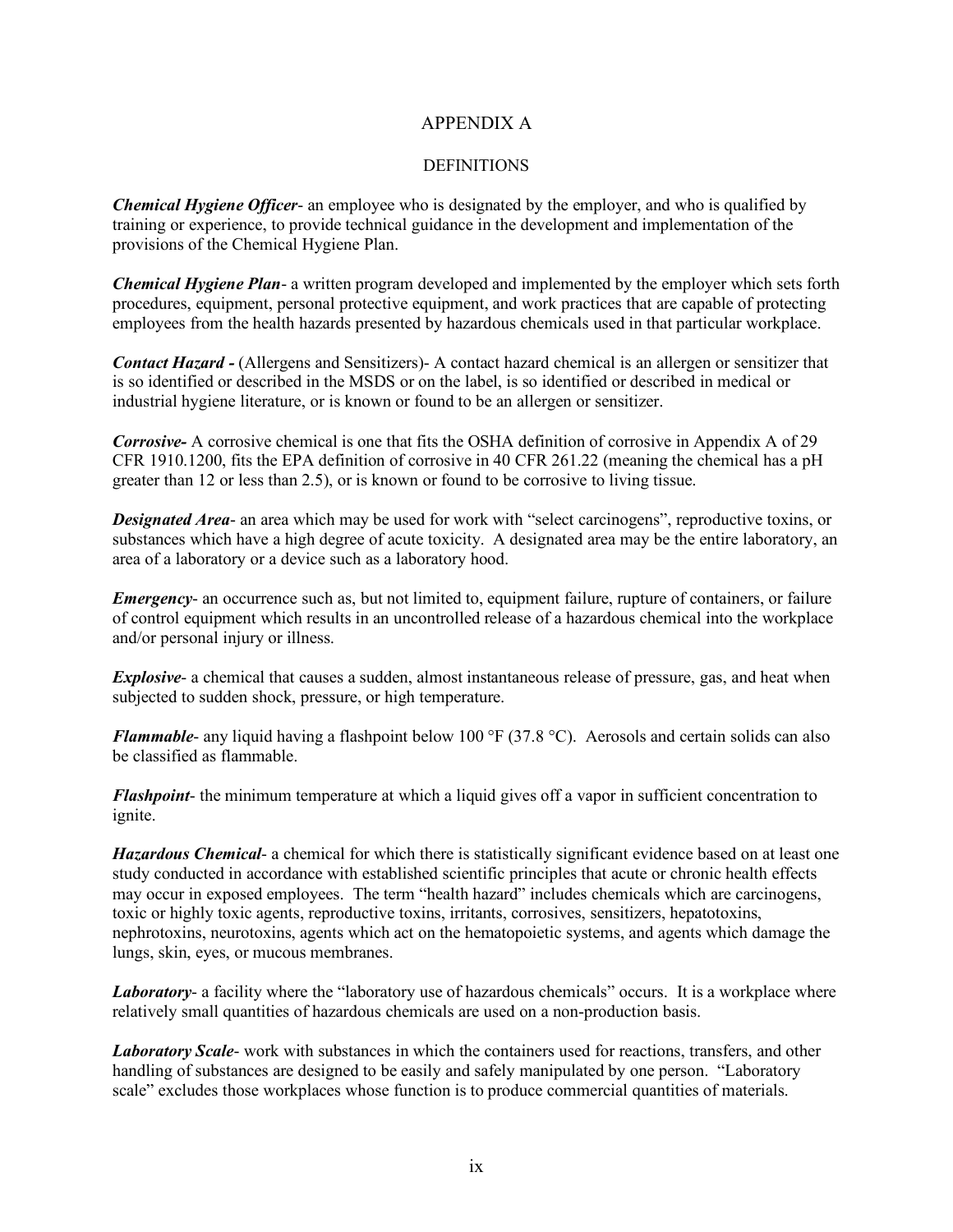# APPENDIX A

## DEFINITIONS

***Chemical Hygiene Officer***- an employee who is designated by the employer, and who is qualified by training or experience, to provide technical guidance in the development and implementation of the provisions of the Chemical Hygiene Plan.

***Chemical Hygiene Plan***- a written program developed and implemented by the employer which sets forth procedures, equipment, personal protective equipment, and work practices that are capable of protecting employees from the health hazards presented by hazardous chemicals used in that particular workplace.

***Contact Hazard -*** (Allergens and Sensitizers)- A contact hazard chemical is an allergen or sensitizer that is so identified or described in the MSDS or on the label, is so identified or described in medical or industrial hygiene literature, or is known or found to be an allergen or sensitizer.

***Corrosive-*** A corrosive chemical is one that fits the OSHA definition of corrosive in Appendix A of 29 CFR 1910.1200, fits the EPA definition of corrosive in 40 CFR 261.22 (meaning the chemical has a pH greater than 12 or less than 2.5), or is known or found to be corrosive to living tissue.

***Designated Area***- an area which may be used for work with "select carcinogens", reproductive toxins, or substances which have a high degree of acute toxicity. A designated area may be the entire laboratory, an area of a laboratory or a device such as a laboratory hood.

***Emergency***- an occurrence such as, but not limited to, equipment failure, rupture of containers, or failure of control equipment which results in an uncontrolled release of a hazardous chemical into the workplace and/or personal injury or illness.

***Explosive***- a chemical that causes a sudden, almost instantaneous release of pressure, gas, and heat when subjected to sudden shock, pressure, or high temperature.

***Flammable***- any liquid having a flashpoint below 100 °F (37.8 °C). Aerosols and certain solids can also be classified as flammable.

***Flashpoint***- the minimum temperature at which a liquid gives off a vapor in sufficient concentration to ignite.

***Hazardous Chemical***- a chemical for which there is statistically significant evidence based on at least one study conducted in accordance with established scientific principles that acute or chronic health effects may occur in exposed employees. The term "health hazard" includes chemicals which are carcinogens, toxic or highly toxic agents, reproductive toxins, irritants, corrosives, sensitizers, hepatotoxins, nephrotoxins, neurotoxins, agents which act on the hematopoietic systems, and agents which damage the lungs, skin, eyes, or mucous membranes.

***Laboratory***- a facility where the "laboratory use of hazardous chemicals" occurs. It is a workplace where relatively small quantities of hazardous chemicals are used on a non-production basis.

***Laboratory Scale***- work with substances in which the containers used for reactions, transfers, and other handling of substances are designed to be easily and safely manipulated by one person. "Laboratory scale" excludes those workplaces whose function is to produce commercial quantities of materials.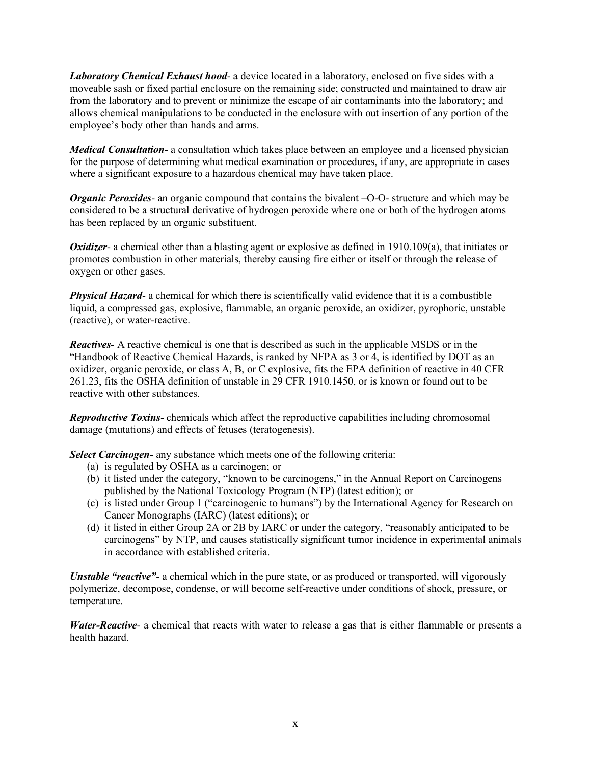***Laboratory Chemical Exhaust hood***- a device located in a laboratory, enclosed on five sides with a moveable sash or fixed partial enclosure on the remaining side; constructed and maintained to draw air from the laboratory and to prevent or minimize the escape of air contaminants into the laboratory; and allows chemical manipulations to be conducted in the enclosure with out insertion of any portion of the employee's body other than hands and arms.

***Medical Consultation***- a consultation which takes place between an employee and a licensed physician for the purpose of determining what medical examination or procedures, if any, are appropriate in cases where a significant exposure to a hazardous chemical may have taken place.

***Organic Peroxides***- an organic compound that contains the bivalent –O-O- structure and which may be considered to be a structural derivative of hydrogen peroxide where one or both of the hydrogen atoms has been replaced by an organic substituent.

***Oxidizer***- a chemical other than a blasting agent or explosive as defined in 1910.109(a), that initiates or promotes combustion in other materials, thereby causing fire either or itself or through the release of oxygen or other gases.

***Physical Hazard***- a chemical for which there is scientifically valid evidence that it is a combustible liquid, a compressed gas, explosive, flammable, an organic peroxide, an oxidizer, pyrophoric, unstable (reactive), or water-reactive.

***Reactives-*** A reactive chemical is one that is described as such in the applicable MSDS or in the "Handbook of Reactive Chemical Hazards, is ranked by NFPA as 3 or 4, is identified by DOT as an oxidizer, organic peroxide, or class A, B, or C explosive, fits the EPA definition of reactive in 40 CFR 261.23, fits the OSHA definition of unstable in 29 CFR 1910.1450, or is known or found out to be reactive with other substances.

***Reproductive Toxins***- chemicals which affect the reproductive capabilities including chromosomal damage (mutations) and effects of fetuses (teratogenesis).

***Select Carcinogen***- any substance which meets one of the following criteria:

(a) is regulated by OSHA as a carcinogen; or
(b) it listed under the category, "known to be carcinogens," in the Annual Report on Carcinogens published by the National Toxicology Program (NTP) (latest edition); or
(c) is listed under Group 1 ("carcinogenic to humans") by the International Agency for Research on Cancer Monographs (IARC) (latest editions); or
(d) it listed in either Group 2A or 2B by IARC or under the category, "reasonably anticipated to be carcinogens" by NTP, and causes statistically significant tumor incidence in experimental animals in accordance with established criteria.

***Unstable "reactive"***- a chemical which in the pure state, or as produced or transported, will vigorously polymerize, decompose, condense, or will become self-reactive under conditions of shock, pressure, or temperature.

***Water-Reactive***- a chemical that reacts with water to release a gas that is either flammable or presents a health hazard.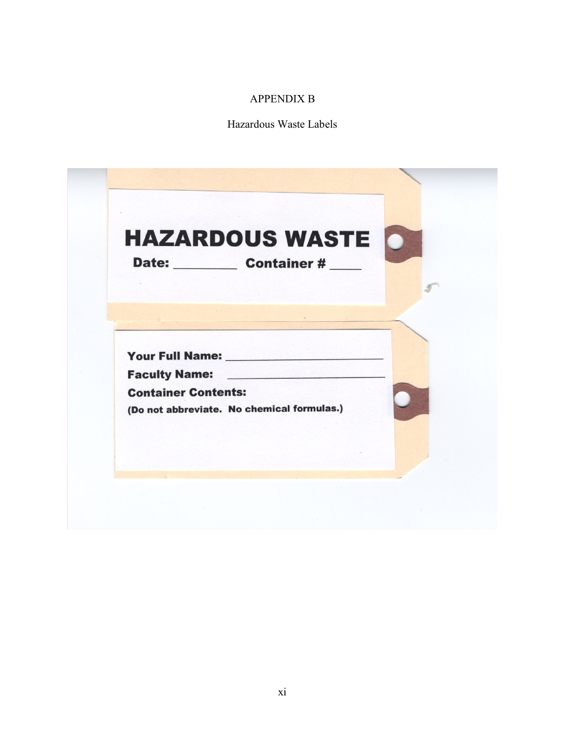# APPENDIX B

## Hazardous Waste Labels

**HAZARDOUS WASTE**

**Date:** _________ **Container #** _____

**Your Full Name:** ___________________________

**Faculty Name:** ___________________________

**Container Contents:**

**(Do not abbreviate. No chemical formulas.)**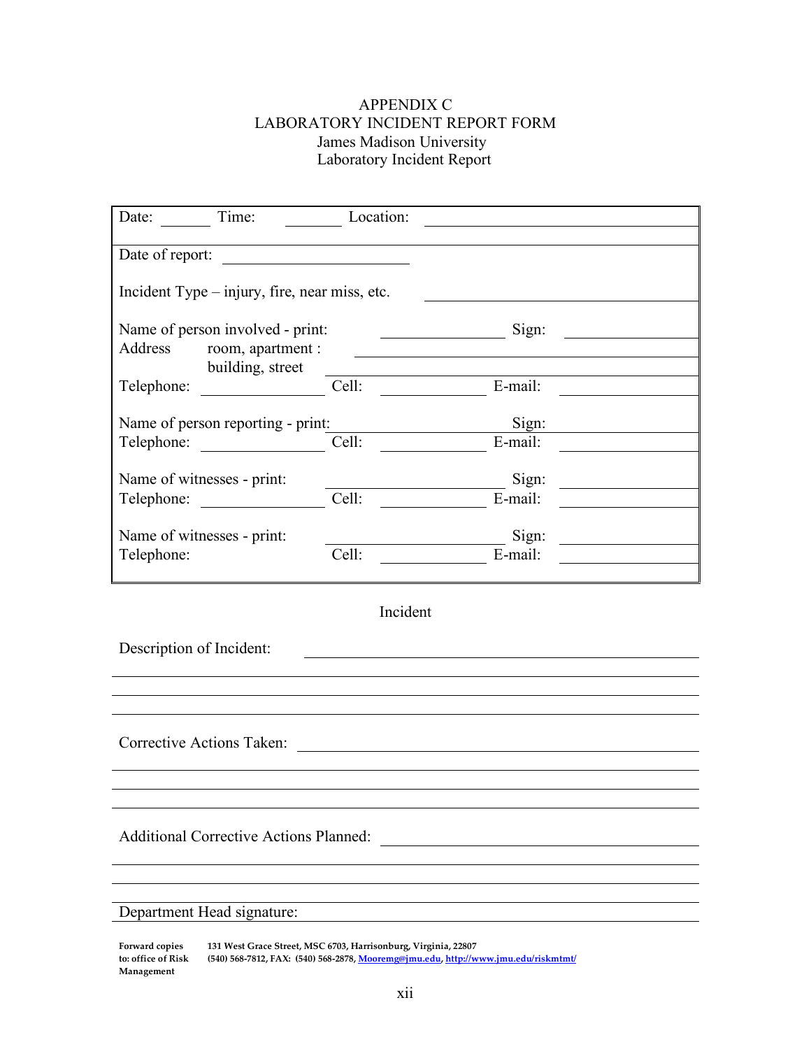# APPENDIX C
## LABORATORY INCIDENT REPORT FORM
James Madison University
Laboratory Incident Report

Date: ______ Time: ________ Location: ______________________________

Date of report: ______________________

Incident Type – injury, fire, near miss, etc. ______________________________

Name of person involved - print: ______________ Sign: ____________
Address room, apartment : ______________________________
building, street ______________________________
Telephone: ______________ Cell: ____________ E-mail: ____________

Name of person reporting - print: ______________ Sign: ____________
Telephone: ______________ Cell: ____________ E-mail: ____________

Name of witnesses - print: ______________ Sign: ____________
Telephone: ______________ Cell: ____________ E-mail: ____________

Name of witnesses - print: ______________ Sign: ____________
Telephone: Cell: ____________ E-mail: ____________

### Incident

Description of Incident: ______________________________

______________________________

______________________________

______________________________

Corrective Actions Taken: ______________________________

______________________________

______________________________

______________________________

Additional Corrective Actions Planned: ______________________________

______________________________

______________________________

Department Head signature: ______________________________

**Forward copies to: office of Risk Management** **131 West Grace Street, MSC 6703, Harrisonburg, Virginia, 22807**
**(540) 568-7812, FAX: (540) 568-2878, Mooremg@jmu.edu, http://www.jmu.edu/riskmtmt/**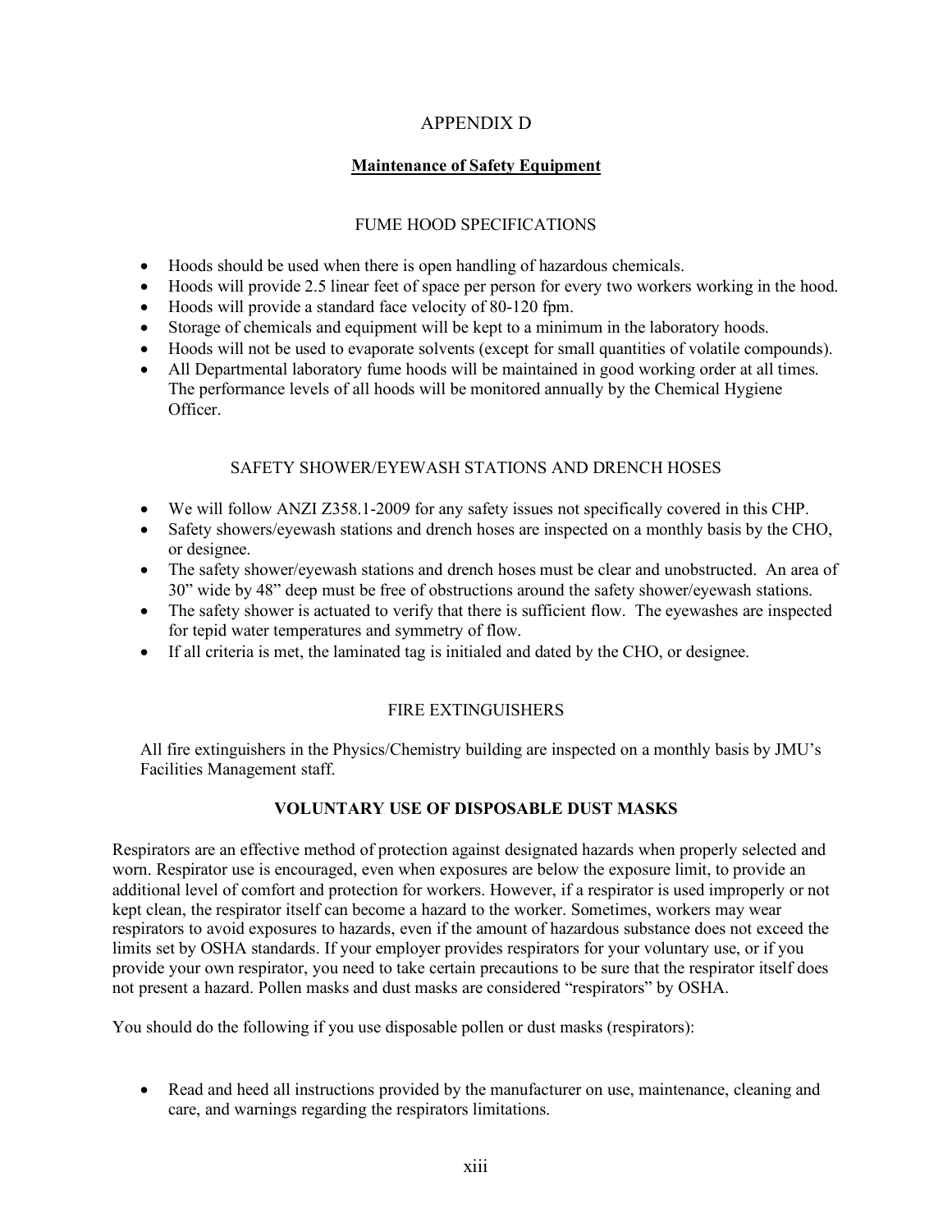# APPENDIX D

## Maintenance of Safety Equipment

### FUME HOOD SPECIFICATIONS

- Hoods should be used when there is open handling of hazardous chemicals.
- Hoods will provide 2.5 linear feet of space per person for every two workers working in the hood.
- Hoods will provide a standard face velocity of 80-120 fpm.
- Storage of chemicals and equipment will be kept to a minimum in the laboratory hoods.
- Hoods will not be used to evaporate solvents (except for small quantities of volatile compounds).
- All Departmental laboratory fume hoods will be maintained in good working order at all times. The performance levels of all hoods will be monitored annually by the Chemical Hygiene Officer.

### SAFETY SHOWER/EYEWASH STATIONS AND DRENCH HOSES

- We will follow ANZI Z358.1-2009 for any safety issues not specifically covered in this CHP.
- Safety showers/eyewash stations and drench hoses are inspected on a monthly basis by the CHO, or designee.
- The safety shower/eyewash stations and drench hoses must be clear and unobstructed. An area of 30" wide by 48" deep must be free of obstructions around the safety shower/eyewash stations.
- The safety shower is actuated to verify that there is sufficient flow. The eyewashes are inspected for tepid water temperatures and symmetry of flow.
- If all criteria is met, the laminated tag is initialed and dated by the CHO, or designee.

### FIRE EXTINGUISHERS

All fire extinguishers in the Physics/Chemistry building are inspected on a monthly basis by JMU's Facilities Management staff.

### VOLUNTARY USE OF DISPOSABLE DUST MASKS

Respirators are an effective method of protection against designated hazards when properly selected and worn. Respirator use is encouraged, even when exposures are below the exposure limit, to provide an additional level of comfort and protection for workers. However, if a respirator is used improperly or not kept clean, the respirator itself can become a hazard to the worker. Sometimes, workers may wear respirators to avoid exposures to hazards, even if the amount of hazardous substance does not exceed the limits set by OSHA standards. If your employer provides respirators for your voluntary use, or if you provide your own respirator, you need to take certain precautions to be sure that the respirator itself does not present a hazard. Pollen masks and dust masks are considered "respirators" by OSHA.

You should do the following if you use disposable pollen or dust masks (respirators):

- Read and heed all instructions provided by the manufacturer on use, maintenance, cleaning and care, and warnings regarding the respirators limitations.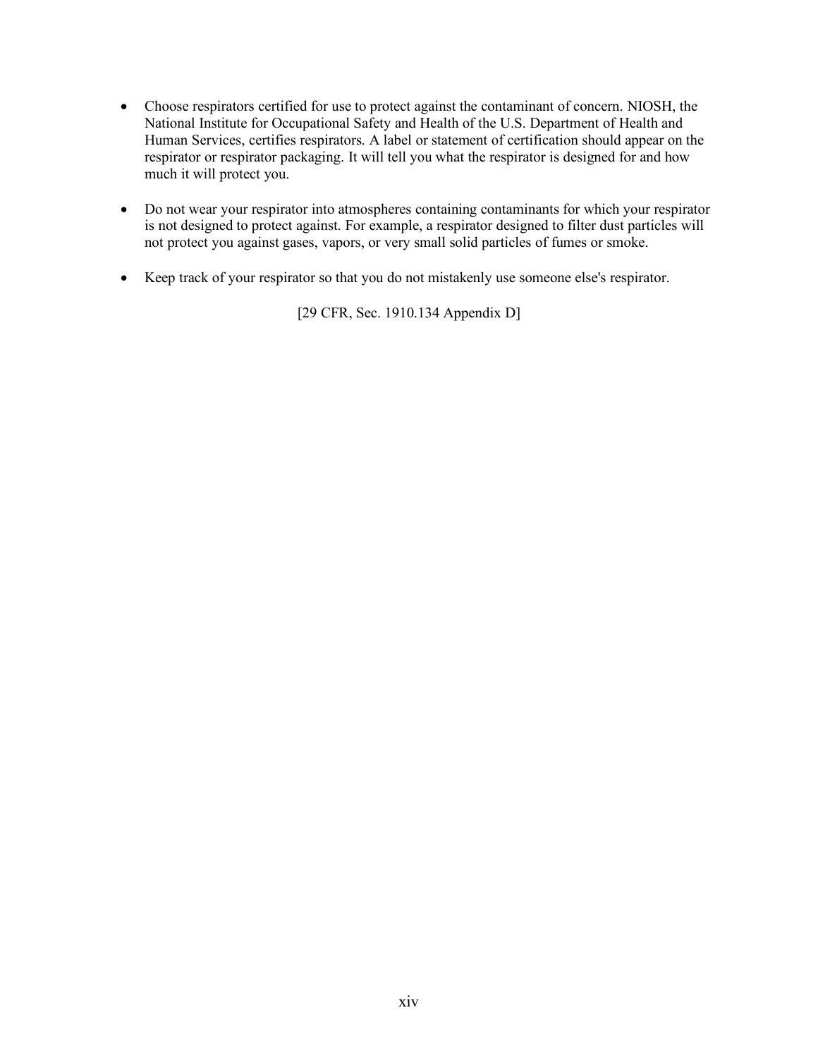- Choose respirators certified for use to protect against the contaminant of concern. NIOSH, the National Institute for Occupational Safety and Health of the U.S. Department of Health and Human Services, certifies respirators. A label or statement of certification should appear on the respirator or respirator packaging. It will tell you what the respirator is designed for and how much it will protect you.

- Do not wear your respirator into atmospheres containing contaminants for which your respirator is not designed to protect against. For example, a respirator designed to filter dust particles will not protect you against gases, vapors, or very small solid particles of fumes or smoke.

- Keep track of your respirator so that you do not mistakenly use someone else's respirator.

[29 CFR, Sec. 1910.134 Appendix D]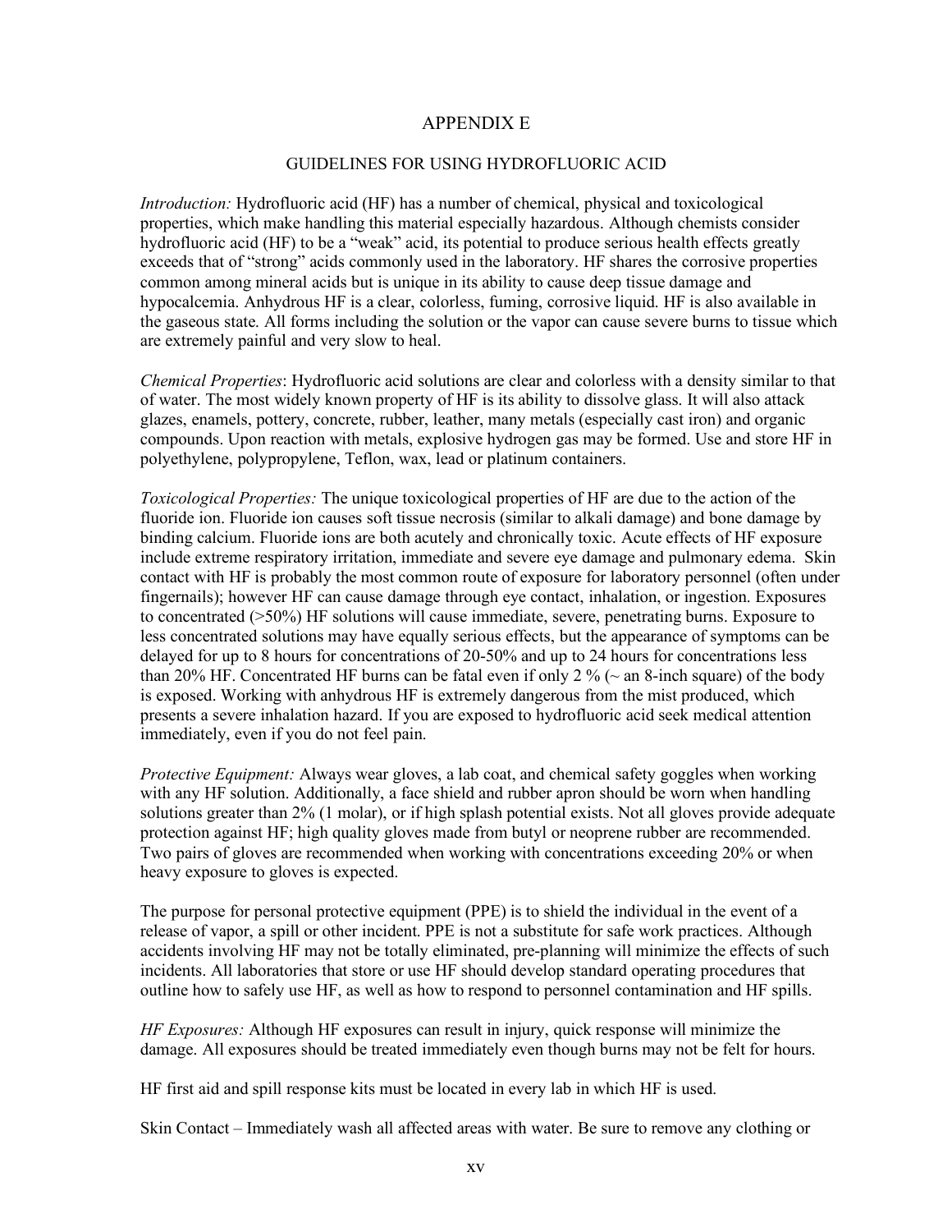# APPENDIX E

## GUIDELINES FOR USING HYDROFLUORIC ACID

*Introduction:* Hydrofluoric acid (HF) has a number of chemical, physical and toxicological properties, which make handling this material especially hazardous. Although chemists consider hydrofluoric acid (HF) to be a "weak" acid, its potential to produce serious health effects greatly exceeds that of "strong" acids commonly used in the laboratory. HF shares the corrosive properties common among mineral acids but is unique in its ability to cause deep tissue damage and hypocalcemia. Anhydrous HF is a clear, colorless, fuming, corrosive liquid. HF is also available in the gaseous state. All forms including the solution or the vapor can cause severe burns to tissue which are extremely painful and very slow to heal.

*Chemical Properties*: Hydrofluoric acid solutions are clear and colorless with a density similar to that of water. The most widely known property of HF is its ability to dissolve glass. It will also attack glazes, enamels, pottery, concrete, rubber, leather, many metals (especially cast iron) and organic compounds. Upon reaction with metals, explosive hydrogen gas may be formed. Use and store HF in polyethylene, polypropylene, Teflon, wax, lead or platinum containers.

*Toxicological Properties:* The unique toxicological properties of HF are due to the action of the fluoride ion. Fluoride ion causes soft tissue necrosis (similar to alkali damage) and bone damage by binding calcium. Fluoride ions are both acutely and chronically toxic. Acute effects of HF exposure include extreme respiratory irritation, immediate and severe eye damage and pulmonary edema. Skin contact with HF is probably the most common route of exposure for laboratory personnel (often under fingernails); however HF can cause damage through eye contact, inhalation, or ingestion. Exposures to concentrated (>50%) HF solutions will cause immediate, severe, penetrating burns. Exposure to less concentrated solutions may have equally serious effects, but the appearance of symptoms can be delayed for up to 8 hours for concentrations of 20-50% and up to 24 hours for concentrations less than 20% HF. Concentrated HF burns can be fatal even if only 2 % (~ an 8-inch square) of the body is exposed. Working with anhydrous HF is extremely dangerous from the mist produced, which presents a severe inhalation hazard. If you are exposed to hydrofluoric acid seek medical attention immediately, even if you do not feel pain.

*Protective Equipment:* Always wear gloves, a lab coat, and chemical safety goggles when working with any HF solution. Additionally, a face shield and rubber apron should be worn when handling solutions greater than 2% (1 molar), or if high splash potential exists. Not all gloves provide adequate protection against HF; high quality gloves made from butyl or neoprene rubber are recommended. Two pairs of gloves are recommended when working with concentrations exceeding 20% or when heavy exposure to gloves is expected.

The purpose for personal protective equipment (PPE) is to shield the individual in the event of a release of vapor, a spill or other incident. PPE is not a substitute for safe work practices. Although accidents involving HF may not be totally eliminated, pre-planning will minimize the effects of such incidents. All laboratories that store or use HF should develop standard operating procedures that outline how to safely use HF, as well as how to respond to personnel contamination and HF spills.

*HF Exposures:* Although HF exposures can result in injury, quick response will minimize the damage. All exposures should be treated immediately even though burns may not be felt for hours.

HF first aid and spill response kits must be located in every lab in which HF is used.

Skin Contact – Immediately wash all affected areas with water. Be sure to remove any clothing or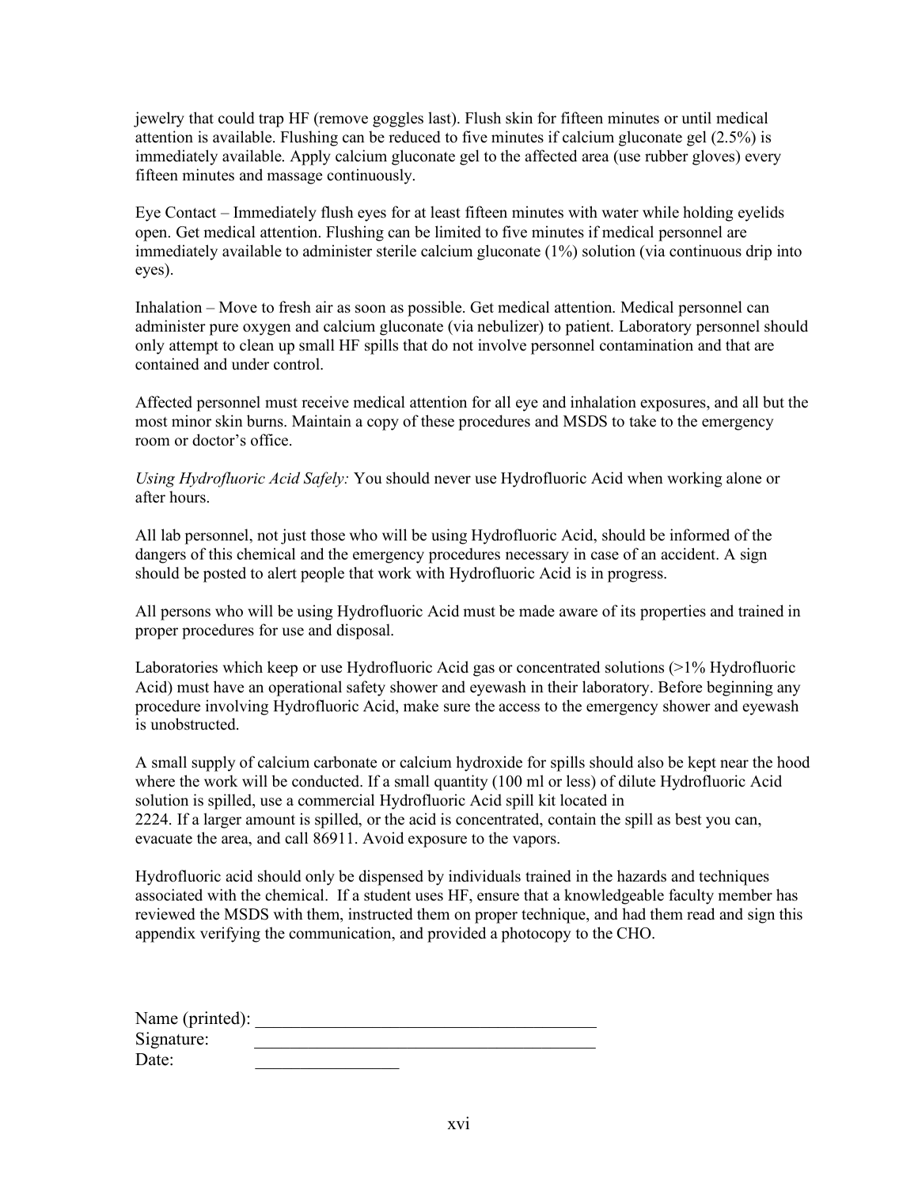jewelry that could trap HF (remove goggles last). Flush skin for fifteen minutes or until medical attention is available. Flushing can be reduced to five minutes if calcium gluconate gel (2.5%) is immediately available. Apply calcium gluconate gel to the affected area (use rubber gloves) every fifteen minutes and massage continuously.

Eye Contact – Immediately flush eyes for at least fifteen minutes with water while holding eyelids open. Get medical attention. Flushing can be limited to five minutes if medical personnel are immediately available to administer sterile calcium gluconate (1%) solution (via continuous drip into eyes).

Inhalation – Move to fresh air as soon as possible. Get medical attention. Medical personnel can administer pure oxygen and calcium gluconate (via nebulizer) to patient. Laboratory personnel should only attempt to clean up small HF spills that do not involve personnel contamination and that are contained and under control.

Affected personnel must receive medical attention for all eye and inhalation exposures, and all but the most minor skin burns. Maintain a copy of these procedures and MSDS to take to the emergency room or doctor's office.

*Using Hydrofluoric Acid Safely:* You should never use Hydrofluoric Acid when working alone or after hours.

All lab personnel, not just those who will be using Hydrofluoric Acid, should be informed of the dangers of this chemical and the emergency procedures necessary in case of an accident. A sign should be posted to alert people that work with Hydrofluoric Acid is in progress.

All persons who will be using Hydrofluoric Acid must be made aware of its properties and trained in proper procedures for use and disposal.

Laboratories which keep or use Hydrofluoric Acid gas or concentrated solutions (>1% Hydrofluoric Acid) must have an operational safety shower and eyewash in their laboratory. Before beginning any procedure involving Hydrofluoric Acid, make sure the access to the emergency shower and eyewash is unobstructed.

A small supply of calcium carbonate or calcium hydroxide for spills should also be kept near the hood where the work will be conducted. If a small quantity (100 ml or less) of dilute Hydrofluoric Acid solution is spilled, use a commercial Hydrofluoric Acid spill kit located in 2224. If a larger amount is spilled, or the acid is concentrated, contain the spill as best you can, evacuate the area, and call 86911. Avoid exposure to the vapors.

Hydrofluoric acid should only be dispensed by individuals trained in the hazards and techniques associated with the chemical. If a student uses HF, ensure that a knowledgeable faculty member has reviewed the MSDS with them, instructed them on proper technique, and had them read and sign this appendix verifying the communication, and provided a photocopy to the CHO.

Name (printed): ______________________________________

Signature: ______________________________________

Date: ________________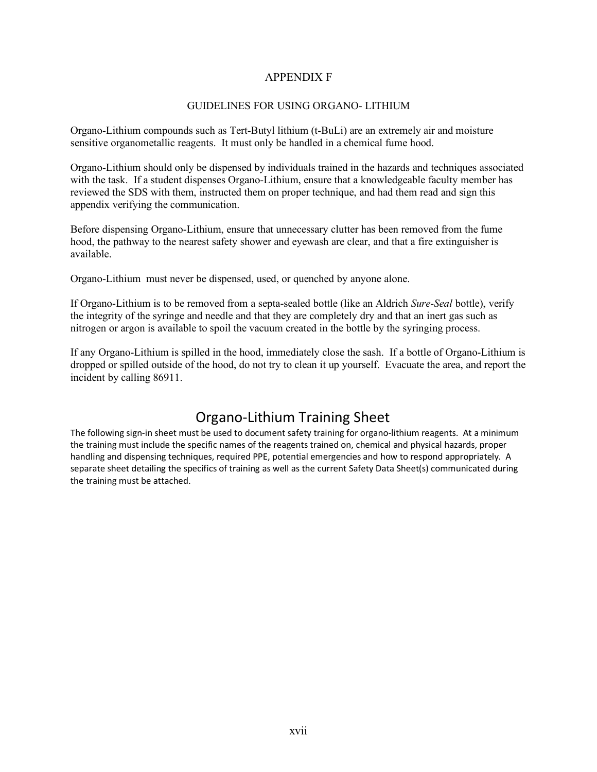# APPENDIX F

## GUIDELINES FOR USING ORGANO- LITHIUM

Organo-Lithium compounds such as Tert-Butyl lithium (t-BuLi) are an extremely air and moisture sensitive organometallic reagents. It must only be handled in a chemical fume hood.

Organo-Lithium should only be dispensed by individuals trained in the hazards and techniques associated with the task. If a student dispenses Organo-Lithium, ensure that a knowledgeable faculty member has reviewed the SDS with them, instructed them on proper technique, and had them read and sign this appendix verifying the communication.

Before dispensing Organo-Lithium, ensure that unnecessary clutter has been removed from the fume hood, the pathway to the nearest safety shower and eyewash are clear, and that a fire extinguisher is available.

Organo-Lithium must never be dispensed, used, or quenched by anyone alone.

If Organo-Lithium is to be removed from a septa-sealed bottle (like an Aldrich *Sure-Seal* bottle), verify the integrity of the syringe and needle and that they are completely dry and that an inert gas such as nitrogen or argon is available to spoil the vacuum created in the bottle by the syringing process.

If any Organo-Lithium is spilled in the hood, immediately close the sash. If a bottle of Organo-Lithium is dropped or spilled outside of the hood, do not try to clean it up yourself. Evacuate the area, and report the incident by calling 86911.

## Organo-Lithium Training Sheet

The following sign-in sheet must be used to document safety training for organo-lithium reagents. At a minimum the training must include the specific names of the reagents trained on, chemical and physical hazards, proper handling and dispensing techniques, required PPE, potential emergencies and how to respond appropriately. A separate sheet detailing the specifics of training as well as the current Safety Data Sheet(s) communicated during the training must be attached.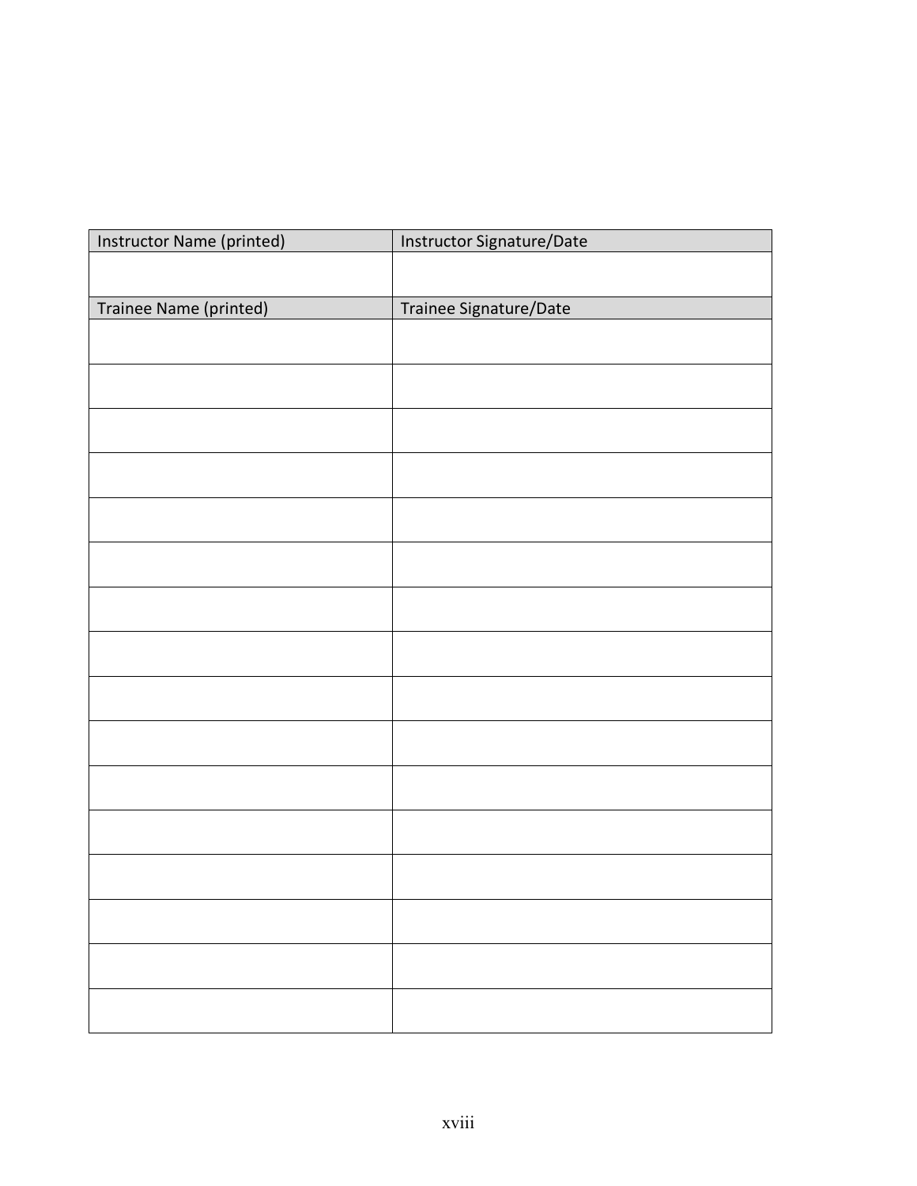| Instructor Name (printed) | Instructor Signature/Date |
| --- | --- |
| | |
| **Trainee Name (printed)** | **Trainee Signature/Date** |
| | |
| | |
| | |
| | |
| | |
| | |
| | |
| | |
| | |
| | |
| | |
| | |
| | |
| | |
| | |
| | |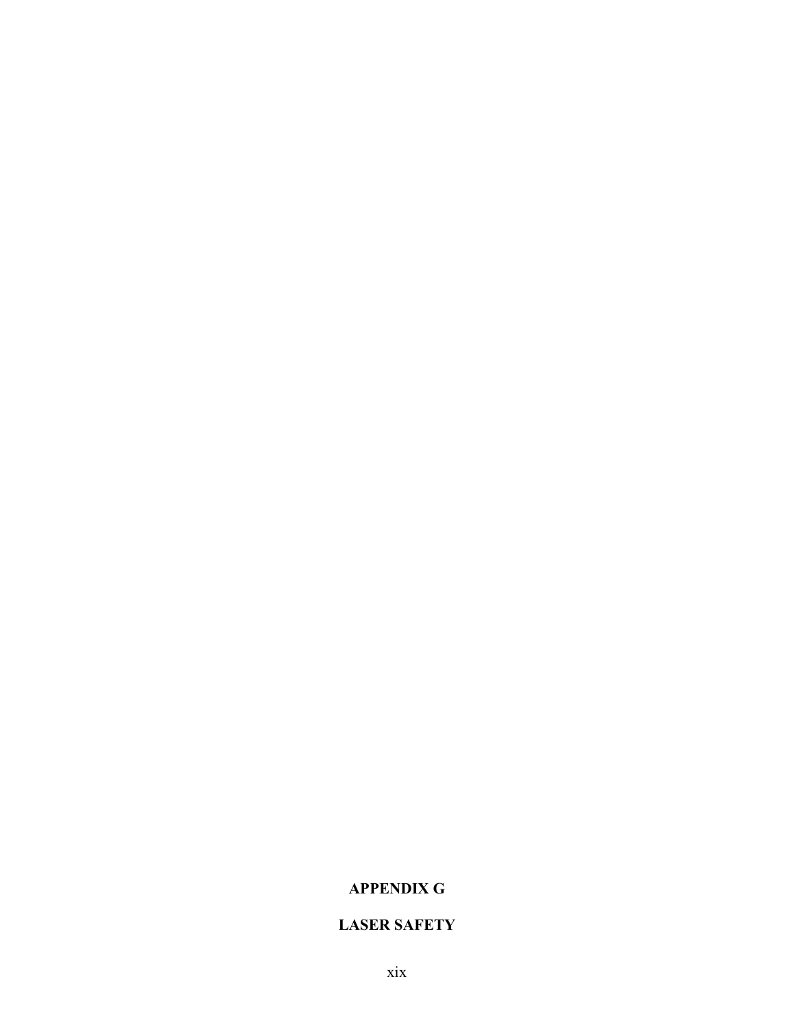# APPENDIX G

# LASER SAFETY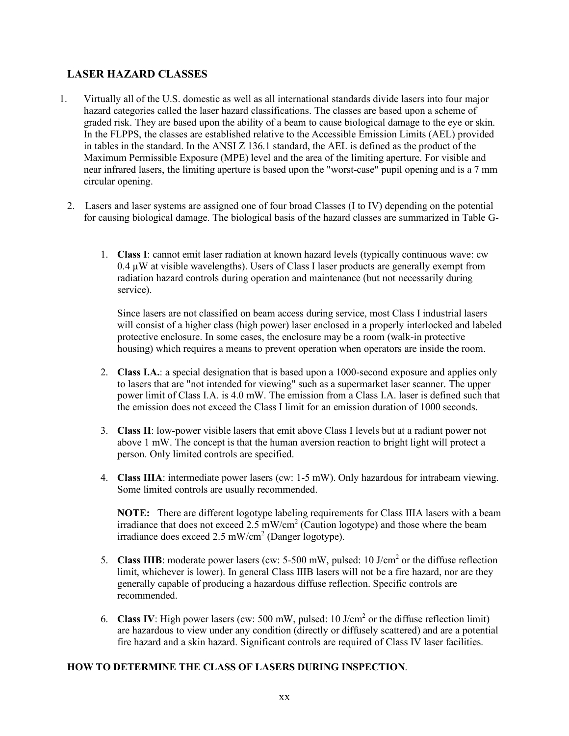## LASER HAZARD CLASSES

1. Virtually all of the U.S. domestic as well as all international standards divide lasers into four major hazard categories called the laser hazard classifications. The classes are based upon a scheme of graded risk. They are based upon the ability of a beam to cause biological damage to the eye or skin. In the FLPPS, the classes are established relative to the Accessible Emission Limits (AEL) provided in tables in the standard. In the ANSI Z 136.1 standard, the AEL is defined as the product of the Maximum Permissible Exposure (MPE) level and the area of the limiting aperture. For visible and near infrared lasers, the limiting aperture is based upon the "worst-case" pupil opening and is a 7 mm circular opening.

2. Lasers and laser systems are assigned one of four broad Classes (I to IV) depending on the potential for causing biological damage. The biological basis of the hazard classes are summarized in Table G-

   1. **Class I**: cannot emit laser radiation at known hazard levels (typically continuous wave: cw 0.4 µW at visible wavelengths). Users of Class I laser products are generally exempt from radiation hazard controls during operation and maintenance (but not necessarily during service).

      Since lasers are not classified on beam access during service, most Class I industrial lasers will consist of a higher class (high power) laser enclosed in a properly interlocked and labeled protective enclosure. In some cases, the enclosure may be a room (walk-in protective housing) which requires a means to prevent operation when operators are inside the room.

   2. **Class I.A.**: a special designation that is based upon a 1000-second exposure and applies only to lasers that are "not intended for viewing" such as a supermarket laser scanner. The upper power limit of Class I.A. is 4.0 mW. The emission from a Class I.A. laser is defined such that the emission does not exceed the Class I limit for an emission duration of 1000 seconds.

   3. **Class II**: low-power visible lasers that emit above Class I levels but at a radiant power not above 1 mW. The concept is that the human aversion reaction to bright light will protect a person. Only limited controls are specified.

   4. **Class IIIA**: intermediate power lasers (cw: 1-5 mW). Only hazardous for intrabeam viewing. Some limited controls are usually recommended.

      **NOTE:** There are different logotype labeling requirements for Class IIIA lasers with a beam irradiance that does not exceed 2.5 mW/cm$^2$ (Caution logotype) and those where the beam irradiance does exceed 2.5 mW/cm$^2$ (Danger logotype).

   5. **Class IIIB**: moderate power lasers (cw: 5-500 mW, pulsed: 10 J/cm$^2$ or the diffuse reflection limit, whichever is lower). In general Class IIIB lasers will not be a fire hazard, nor are they generally capable of producing a hazardous diffuse reflection. Specific controls are recommended.

   6. **Class IV**: High power lasers (cw: 500 mW, pulsed: 10 J/cm$^2$ or the diffuse reflection limit) are hazardous to view under any condition (directly or diffusely scattered) and are a potential fire hazard and a skin hazard. Significant controls are required of Class IV laser facilities.

**HOW TO DETERMINE THE CLASS OF LASERS DURING INSPECTION**.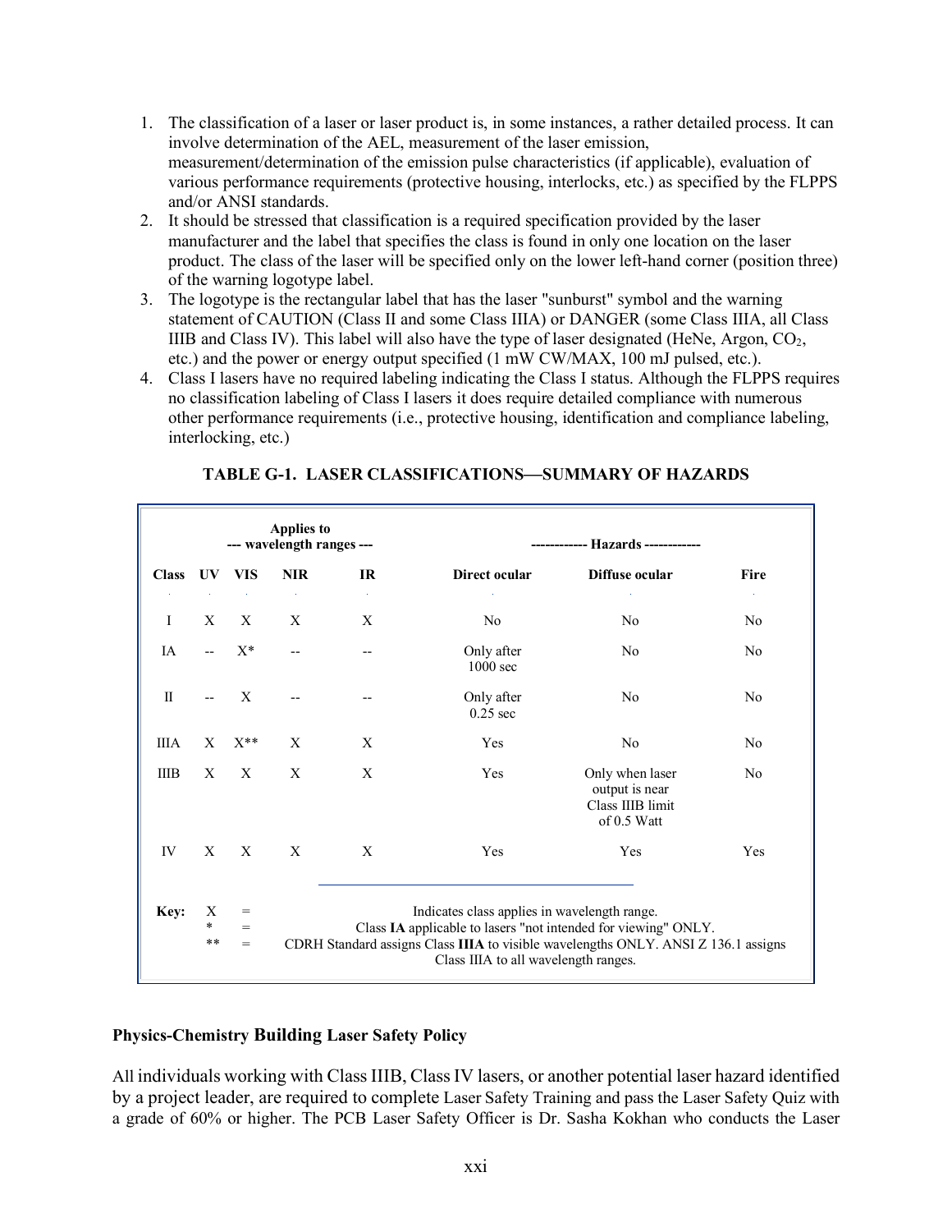1. The classification of a laser or laser product is, in some instances, a rather detailed process. It can involve determination of the AEL, measurement of the laser emission, measurement/determination of the emission pulse characteristics (if applicable), evaluation of various performance requirements (protective housing, interlocks, etc.) as specified by the FLPPS and/or ANSI standards.
2. It should be stressed that classification is a required specification provided by the laser manufacturer and the label that specifies the class is found in only one location on the laser product. The class of the laser will be specified only on the lower left-hand corner (position three) of the warning logotype label.
3. The logotype is the rectangular label that has the laser "sunburst" symbol and the warning statement of CAUTION (Class II and some Class IIIA) or DANGER (some Class IIIA, all Class IIIB and Class IV). This label will also have the type of laser designated (HeNe, Argon, $CO_2$, etc.) and the power or energy output specified (1 mW CW/MAX, 100 mJ pulsed, etc.).
4. Class I lasers have no required labeling indicating the Class I status. Although the FLPPS requires no classification labeling of Class I lasers it does require detailed compliance with numerous other performance requirements (i.e., protective housing, identification and compliance labeling, interlocking, etc.)

**TABLE G-1. LASER CLASSIFICATIONS—SUMMARY OF HAZARDS**

| | Applies to --- wavelength ranges --- | | | | ------------ Hazards ------------ | | |
|---|---|---|---|---|---|---|---|
| **Class** | **UV** | **VIS** | **NIR** | **IR** | **Direct ocular** | **Diffuse ocular** | **Fire** |
| I | X | X | X | X | No | No | No |
| IA | -- | X* | -- | -- | Only after 1000 sec | No | No |
| II | -- | X | -- | -- | Only after 0.25 sec | No | No |
| IIIA | X | X** | X | X | Yes | No | No |
| IIIB | X | X | X | X | Yes | Only when laser output is near Class IIIB limit of 0.5 Watt | No |
| IV | X | X | X | X | Yes | Yes | Yes |

**Key:**
X = Indicates class applies in wavelength range.
\* = Class **IA** applicable to lasers "not intended for viewing" ONLY.
\*\* = CDRH Standard assigns Class **IIIA** to visible wavelengths ONLY. ANSI Z 136.1 assigns Class IIIA to all wavelength ranges.

**Physics-Chemistry Building Laser Safety Policy**

All individuals working with Class IIIB, Class IV lasers, or another potential laser hazard identified by a project leader, are required to complete Laser Safety Training and pass the Laser Safety Quiz with a grade of 60% or higher. The PCB Laser Safety Officer is Dr. Sasha Kokhan who conducts the Laser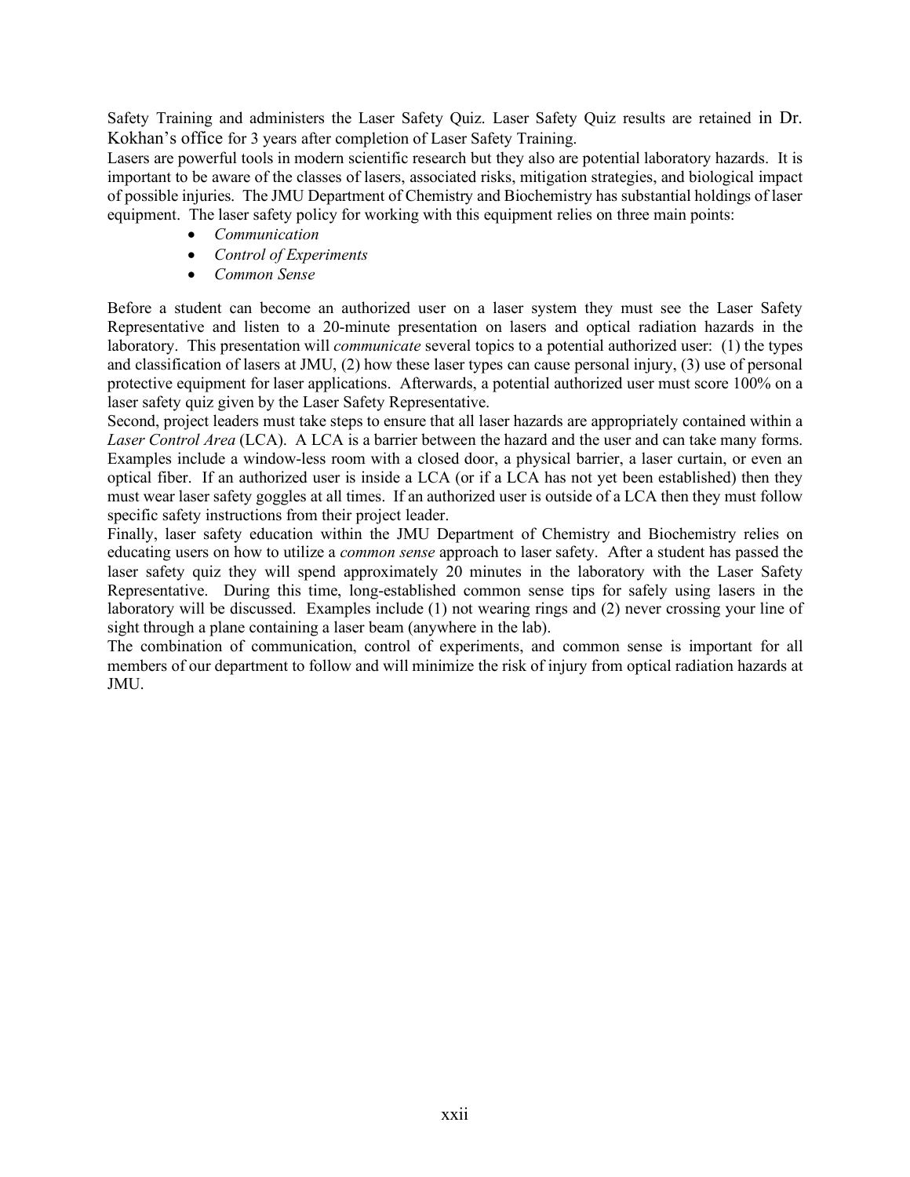Safety Training and administers the Laser Safety Quiz. Laser Safety Quiz results are retained in Dr. Kokhan's office for 3 years after completion of Laser Safety Training.

Lasers are powerful tools in modern scientific research but they also are potential laboratory hazards. It is important to be aware of the classes of lasers, associated risks, mitigation strategies, and biological impact of possible injuries. The JMU Department of Chemistry and Biochemistry has substantial holdings of laser equipment. The laser safety policy for working with this equipment relies on three main points:

- *Communication*
- *Control of Experiments*
- *Common Sense*

Before a student can become an authorized user on a laser system they must see the Laser Safety Representative and listen to a 20-minute presentation on lasers and optical radiation hazards in the laboratory. This presentation will *communicate* several topics to a potential authorized user: (1) the types and classification of lasers at JMU, (2) how these laser types can cause personal injury, (3) use of personal protective equipment for laser applications. Afterwards, a potential authorized user must score 100% on a laser safety quiz given by the Laser Safety Representative.

Second, project leaders must take steps to ensure that all laser hazards are appropriately contained within a *Laser Control Area* (LCA). A LCA is a barrier between the hazard and the user and can take many forms. Examples include a window-less room with a closed door, a physical barrier, a laser curtain, or even an optical fiber. If an authorized user is inside a LCA (or if a LCA has not yet been established) then they must wear laser safety goggles at all times. If an authorized user is outside of a LCA then they must follow specific safety instructions from their project leader.

Finally, laser safety education within the JMU Department of Chemistry and Biochemistry relies on educating users on how to utilize a *common sense* approach to laser safety. After a student has passed the laser safety quiz they will spend approximately 20 minutes in the laboratory with the Laser Safety Representative. During this time, long-established common sense tips for safely using lasers in the laboratory will be discussed. Examples include (1) not wearing rings and (2) never crossing your line of sight through a plane containing a laser beam (anywhere in the lab).

The combination of communication, control of experiments, and common sense is important for all members of our department to follow and will minimize the risk of injury from optical radiation hazards at JMU.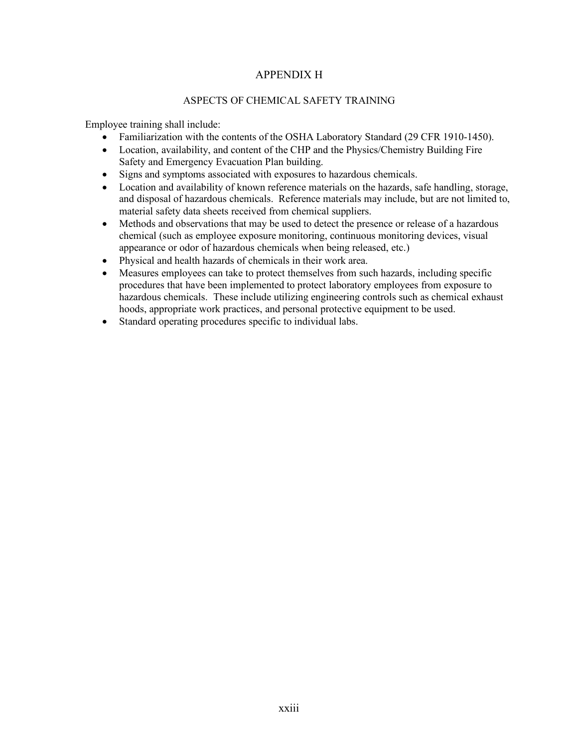# APPENDIX H

## ASPECTS OF CHEMICAL SAFETY TRAINING

Employee training shall include:

- Familiarization with the contents of the OSHA Laboratory Standard (29 CFR 1910-1450).
- Location, availability, and content of the CHP and the Physics/Chemistry Building Fire Safety and Emergency Evacuation Plan building.
- Signs and symptoms associated with exposures to hazardous chemicals.
- Location and availability of known reference materials on the hazards, safe handling, storage, and disposal of hazardous chemicals. Reference materials may include, but are not limited to, material safety data sheets received from chemical suppliers.
- Methods and observations that may be used to detect the presence or release of a hazardous chemical (such as employee exposure monitoring, continuous monitoring devices, visual appearance or odor of hazardous chemicals when being released, etc.)
- Physical and health hazards of chemicals in their work area.
- Measures employees can take to protect themselves from such hazards, including specific procedures that have been implemented to protect laboratory employees from exposure to hazardous chemicals. These include utilizing engineering controls such as chemical exhaust hoods, appropriate work practices, and personal protective equipment to be used.
- Standard operating procedures specific to individual labs.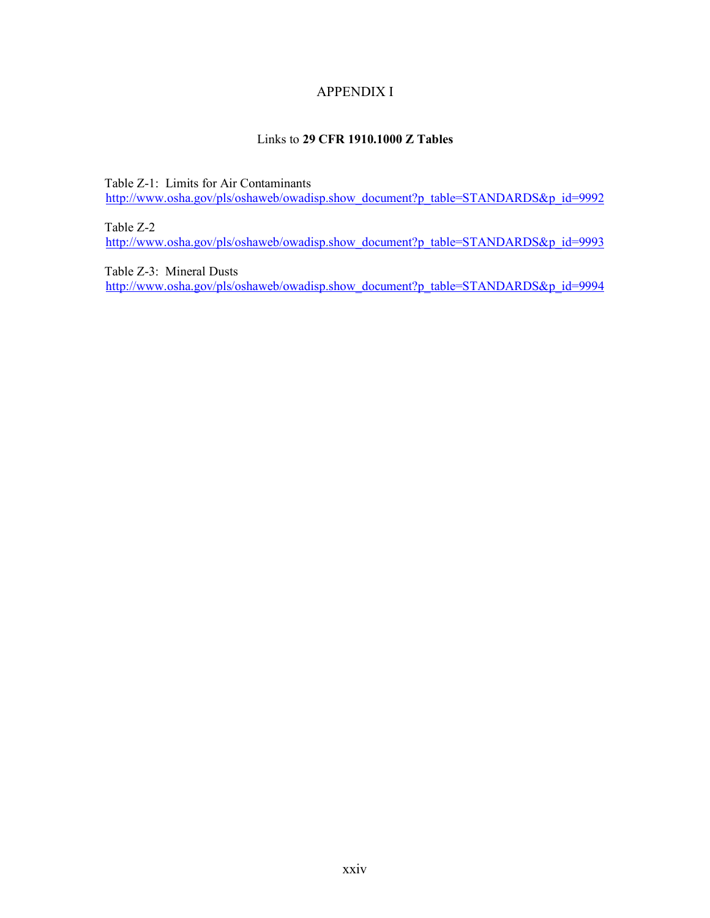# APPENDIX I

## Links to **29 CFR 1910.1000 Z Tables**

Table Z-1: Limits for Air Contaminants
http://www.osha.gov/pls/oshaweb/owadisp.show_document?p_table=STANDARDS&p_id=9992

Table Z-2
http://www.osha.gov/pls/oshaweb/owadisp.show_document?p_table=STANDARDS&p_id=9993

Table Z-3: Mineral Dusts
http://www.osha.gov/pls/oshaweb/owadisp.show_document?p_table=STANDARDS&p_id=9994